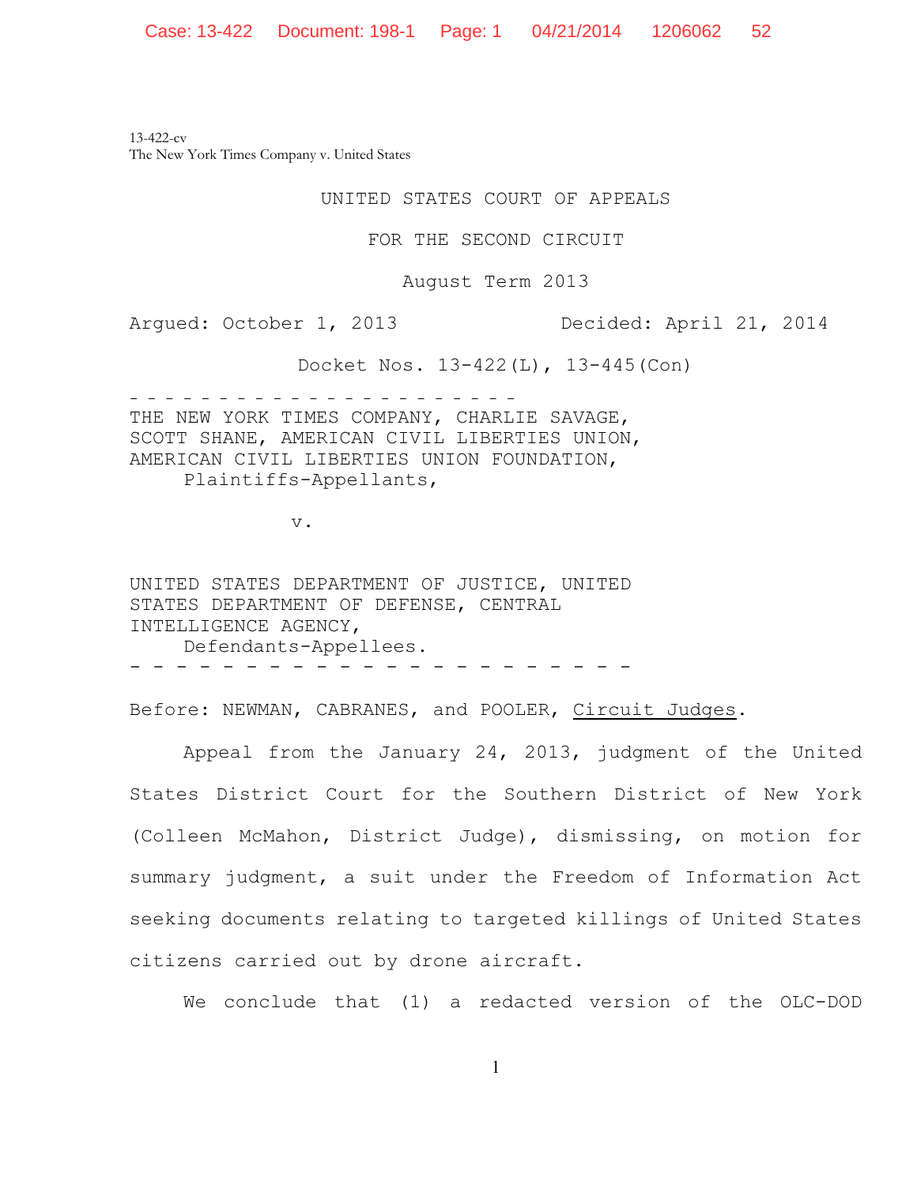13-422-cv
The New York Times Company v. United States

UNITED STATES COURT OF APPEALS

FOR THE SECOND CIRCUIT

August Term 2013

Argued: October 1, 2013 Decided: April 21, 2014

Docket Nos. 13-422(L), 13-445(Con)

- - - - - - - - - - - - - - - - - - - - - - - -

THE NEW YORK TIMES COMPANY, CHARLIE SAVAGE, SCOTT SHANE, AMERICAN CIVIL LIBERTIES UNION, AMERICAN CIVIL LIBERTIES UNION FOUNDATION,
Plaintiffs-Appellants,

v.

UNITED STATES DEPARTMENT OF JUSTICE, UNITED STATES DEPARTMENT OF DEFENSE, CENTRAL INTELLIGENCE AGENCY,
Defendants-Appellees.

- - - - - - - - - - - - - - - - - - - - - - - -

Before: NEWMAN, CABRANES, and POOLER, Circuit Judges.

Appeal from the January 24, 2013, judgment of the United States District Court for the Southern District of New York (Colleen McMahon, District Judge), dismissing, on motion for summary judgment, a suit under the Freedom of Information Act seeking documents relating to targeted killings of United States citizens carried out by drone aircraft.

We conclude that (1) a redacted version of the OLC-DOD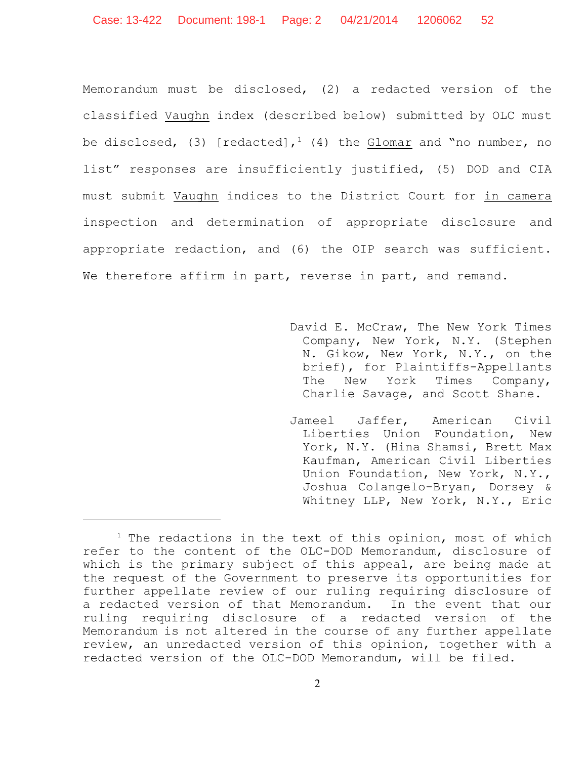Memorandum must be disclosed, (2) a redacted version of the classified _Vaughn_ index (described below) submitted by OLC must be disclosed, (3) [redacted],[1] (4) the _Glomar_ and "no number, no list" responses are insufficiently justified, (5) DOD and CIA must submit _Vaughn_ indices to the District Court for _in camera_ inspection and determination of appropriate disclosure and appropriate redaction, and (6) the OIP search was sufficient. We therefore affirm in part, reverse in part, and remand.

David E. McCraw, The New York Times Company, New York, N.Y. (Stephen N. Gikow, New York, N.Y., on the brief), for Plaintiffs-Appellants The New York Times Company, Charlie Savage, and Scott Shane.

Jameel Jaffer, American Civil Liberties Union Foundation, New York, N.Y. (Hina Shamsi, Brett Max Kaufman, American Civil Liberties Union Foundation, New York, N.Y., Joshua Colangelo-Bryan, Dorsey & Whitney LLP, New York, N.Y., Eric

---

[1] The redactions in the text of this opinion, most of which refer to the content of the OLC-DOD Memorandum, disclosure of which is the primary subject of this appeal, are being made at the request of the Government to preserve its opportunities for further appellate review of our ruling requiring disclosure of a redacted version of that Memorandum. In the event that our ruling requiring disclosure of a redacted version of the Memorandum is not altered in the course of any further appellate review, an unredacted version of this opinion, together with a redacted version of the OLC-DOD Memorandum, will be filed.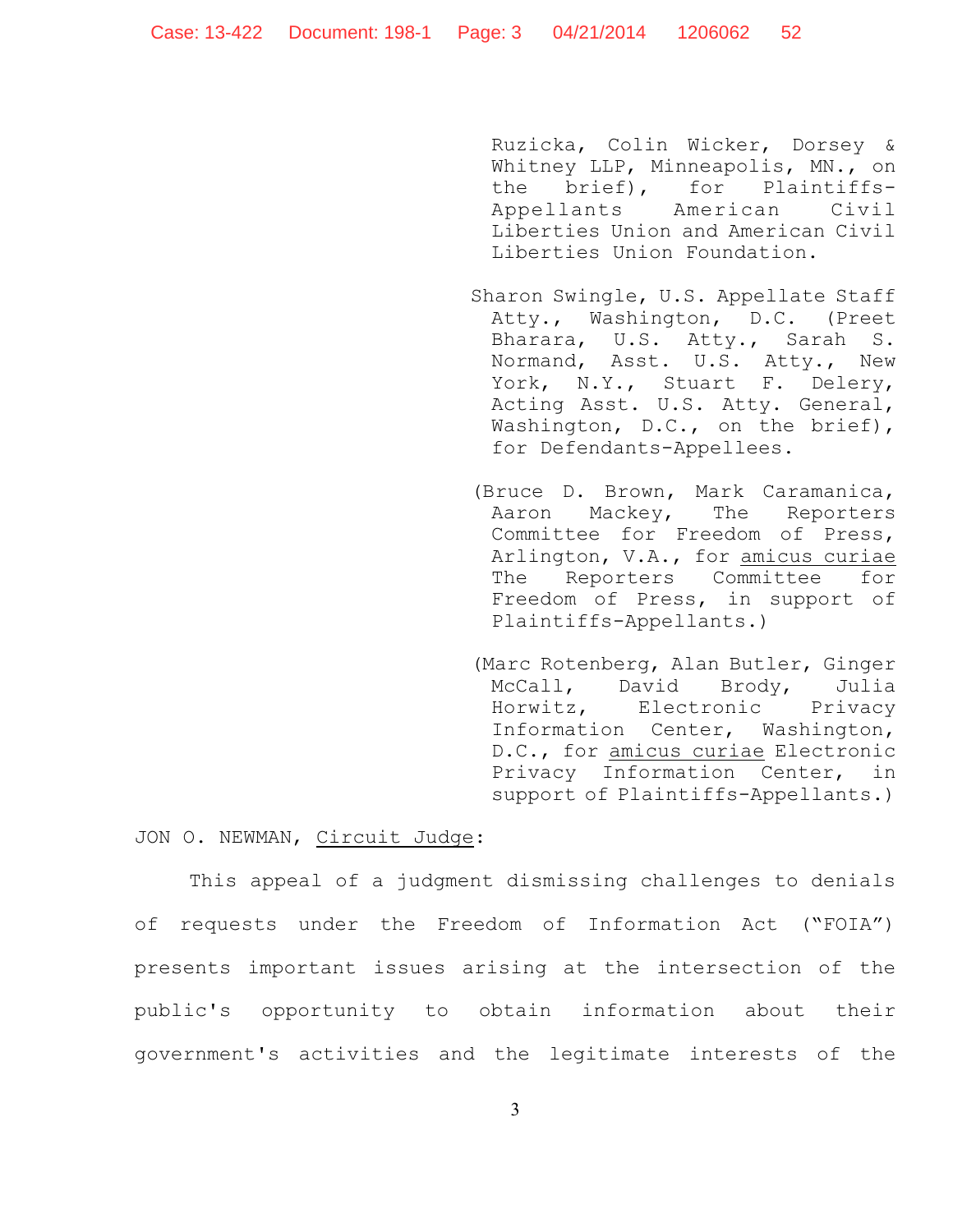Ruzicka, Colin Wicker, Dorsey & Whitney LLP, Minneapolis, MN., on the brief), for Plaintiffs-Appellants American Civil Liberties Union and American Civil Liberties Union Foundation.

Sharon Swingle, U.S. Appellate Staff Atty., Washington, D.C. (Preet Bharara, U.S. Atty., Sarah S. Normand, Asst. U.S. Atty., New York, N.Y., Stuart F. Delery, Acting Asst. U.S. Atty. General, Washington, D.C., on the brief), for Defendants-Appellees.

(Bruce D. Brown, Mark Caramanica, Aaron Mackey, The Reporters Committee for Freedom of Press, Arlington, V.A., for amicus curiae The Reporters Committee for Freedom of Press, in support of Plaintiffs-Appellants.)

(Marc Rotenberg, Alan Butler, Ginger McCall, David Brody, Julia Horwitz, Electronic Privacy Information Center, Washington, D.C., for amicus curiae Electronic Privacy Information Center, in support of Plaintiffs-Appellants.)

JON O. NEWMAN, Circuit Judge:

This appeal of a judgment dismissing challenges to denials of requests under the Freedom of Information Act ("FOIA") presents important issues arising at the intersection of the public's opportunity to obtain information about their government's activities and the legitimate interests of the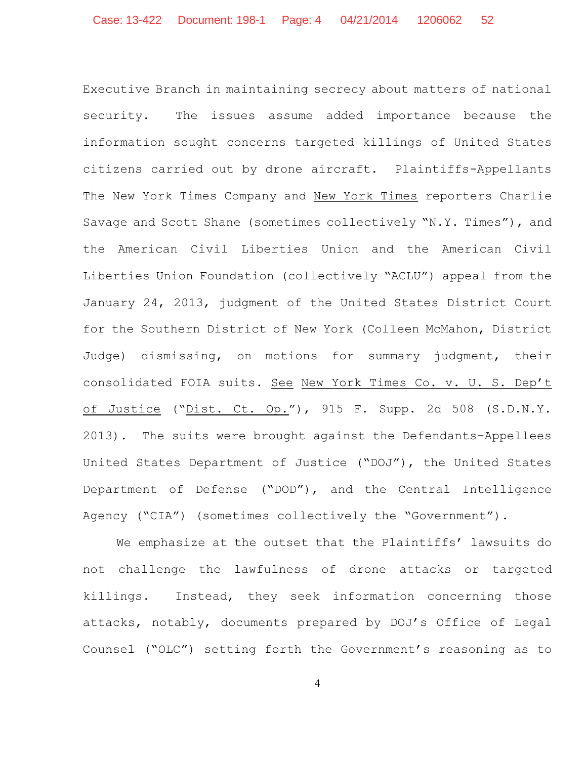Executive Branch in maintaining secrecy about matters of national security. The issues assume added importance because the information sought concerns targeted killings of United States citizens carried out by drone aircraft. Plaintiffs-Appellants The New York Times Company and New York Times reporters Charlie Savage and Scott Shane (sometimes collectively "N.Y. Times"), and the American Civil Liberties Union and the American Civil Liberties Union Foundation (collectively "ACLU") appeal from the January 24, 2013, judgment of the United States District Court for the Southern District of New York (Colleen McMahon, District Judge) dismissing, on motions for summary judgment, their consolidated FOIA suits. See New York Times Co. v. U. S. Dep't of Justice ("Dist. Ct. Op."), 915 F. Supp. 2d 508 (S.D.N.Y. 2013). The suits were brought against the Defendants-Appellees United States Department of Justice ("DOJ"), the United States Department of Defense ("DOD"), and the Central Intelligence Agency ("CIA") (sometimes collectively the "Government").

We emphasize at the outset that the Plaintiffs' lawsuits do not challenge the lawfulness of drone attacks or targeted killings. Instead, they seek information concerning those attacks, notably, documents prepared by DOJ's Office of Legal Counsel ("OLC") setting forth the Government's reasoning as to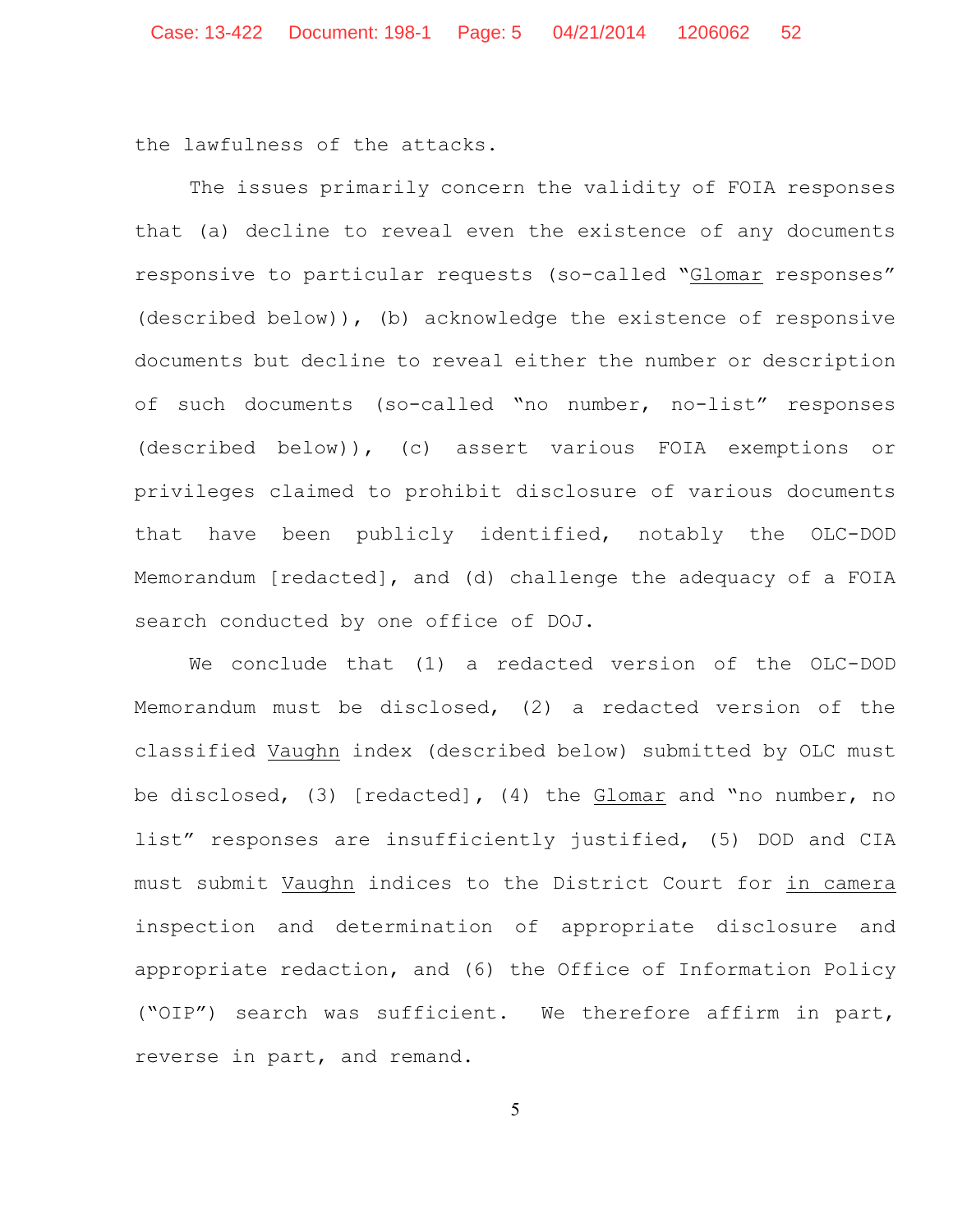the lawfulness of the attacks.

The issues primarily concern the validity of FOIA responses that (a) decline to reveal even the existence of any documents responsive to particular requests (so-called "Glomar responses" (described below)), (b) acknowledge the existence of responsive documents but decline to reveal either the number or description of such documents (so-called "no number, no-list" responses (described below)), (c) assert various FOIA exemptions or privileges claimed to prohibit disclosure of various documents that have been publicly identified, notably the OLC-DOD Memorandum [redacted], and (d) challenge the adequacy of a FOIA search conducted by one office of DOJ.

We conclude that (1) a redacted version of the OLC-DOD Memorandum must be disclosed, (2) a redacted version of the classified Vaughn index (described below) submitted by OLC must be disclosed, (3) [redacted], (4) the Glomar and "no number, no list" responses are insufficiently justified, (5) DOD and CIA must submit Vaughn indices to the District Court for *in camera* inspection and determination of appropriate disclosure and appropriate redaction, and (6) the Office of Information Policy ("OIP") search was sufficient. We therefore affirm in part, reverse in part, and remand.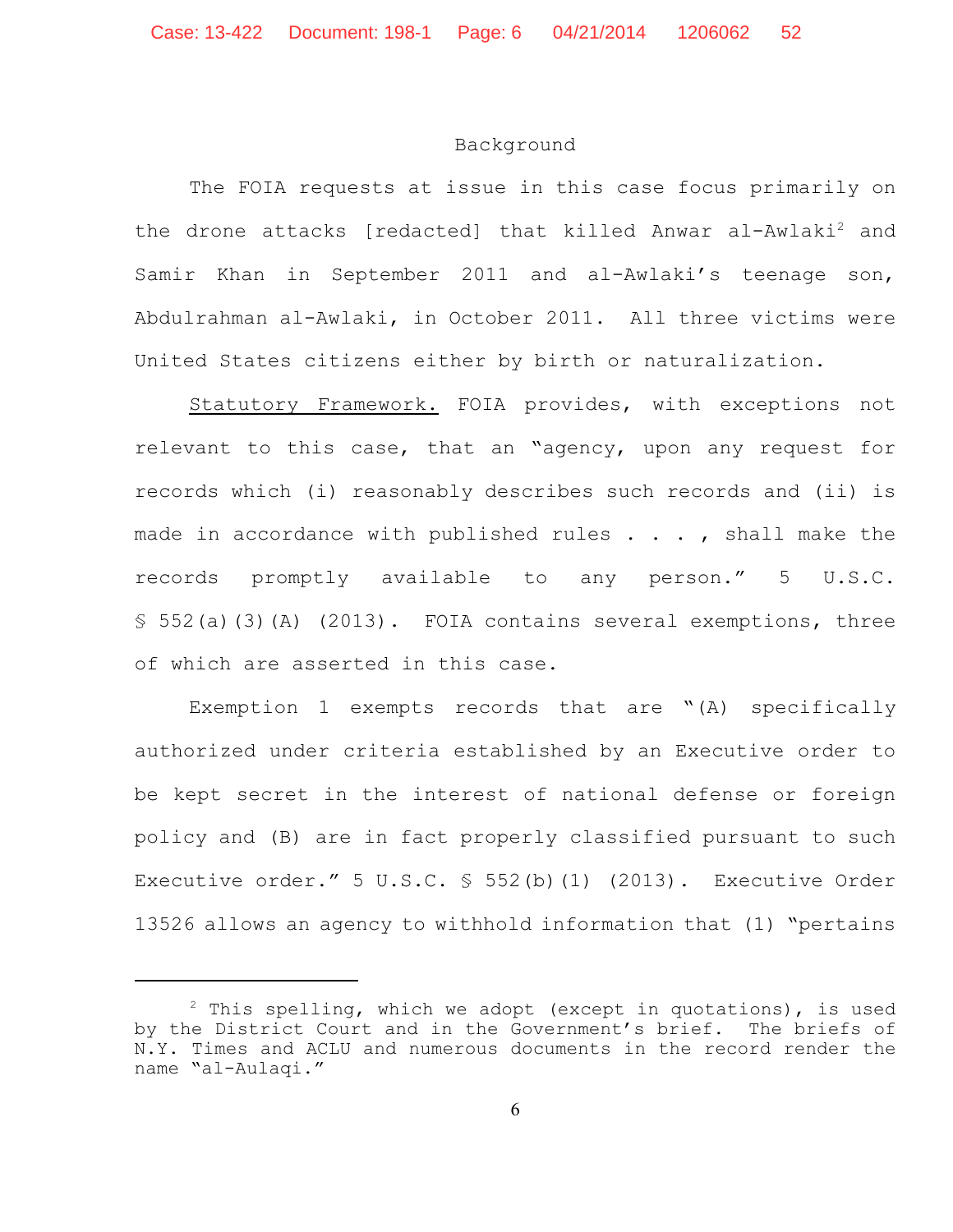## Background

The FOIA requests at issue in this case focus primarily on the drone attacks [redacted] that killed Anwar al-Awlaki[2] and Samir Khan in September 2011 and al-Awlaki's teenage son, Abdulrahman al-Awlaki, in October 2011. All three victims were United States citizens either by birth or naturalization.

Statutory Framework. FOIA provides, with exceptions not relevant to this case, that an "agency, upon any request for records which (i) reasonably describes such records and (ii) is made in accordance with published rules . . . , shall make the records promptly available to any person." 5 U.S.C. § 552(a)(3)(A) (2013). FOIA contains several exemptions, three of which are asserted in this case.

Exemption 1 exempts records that are "(A) specifically authorized under criteria established by an Executive order to be kept secret in the interest of national defense or foreign policy and (B) are in fact properly classified pursuant to such Executive order." 5 U.S.C. § 552(b)(1) (2013). Executive Order 13526 allows an agency to withhold information that (1) "pertains

---

[2] This spelling, which we adopt (except in quotations), is used by the District Court and in the Government's brief. The briefs of N.Y. Times and ACLU and numerous documents in the record render the name "al-Aulaqi."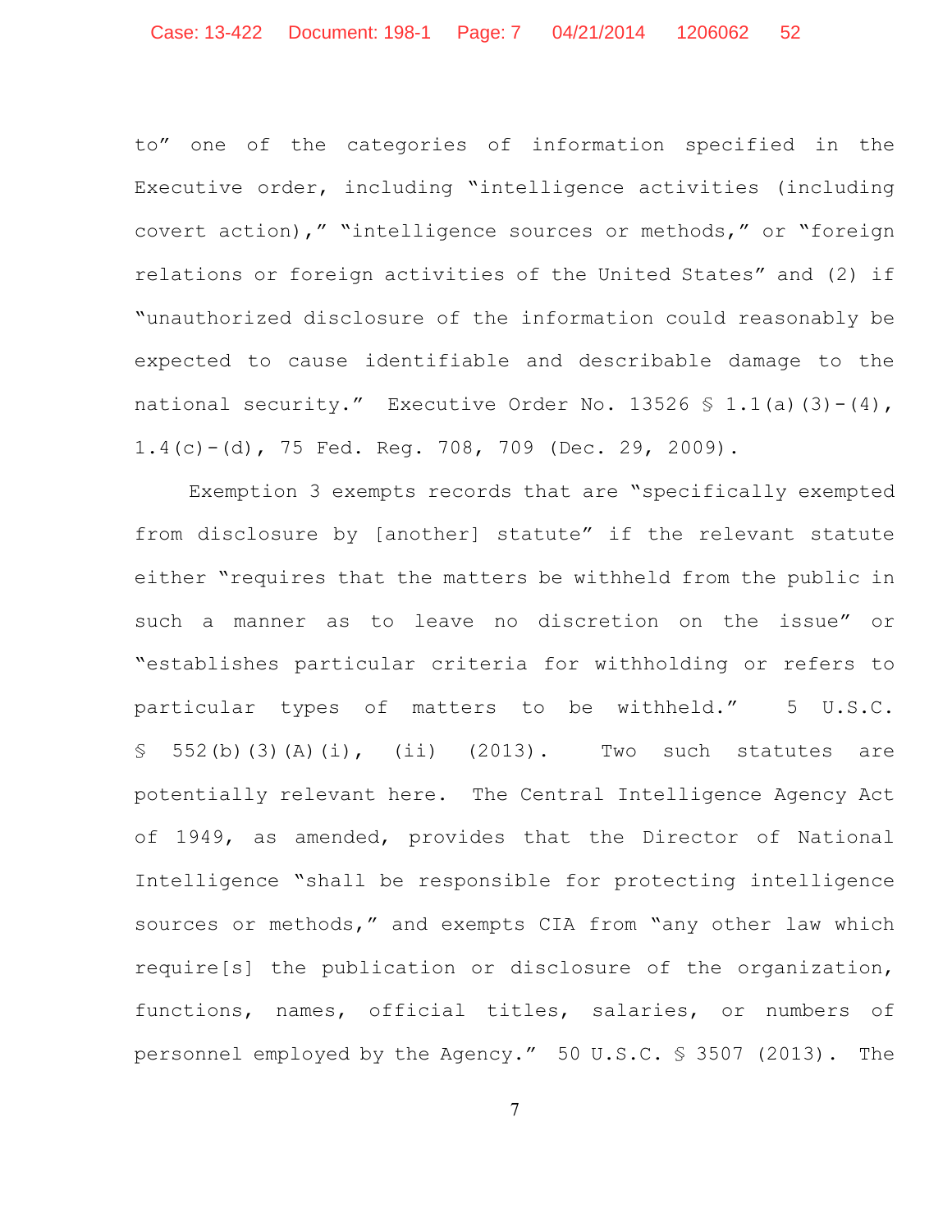to" one of the categories of information specified in the Executive order, including "intelligence activities (including covert action)," "intelligence sources or methods," or "foreign relations or foreign activities of the United States" and (2) if "unauthorized disclosure of the information could reasonably be expected to cause identifiable and describable damage to the national security." Executive Order No. 13526 § 1.1(a)(3)-(4), 1.4(c)-(d), 75 Fed. Reg. 708, 709 (Dec. 29, 2009).

Exemption 3 exempts records that are "specifically exempted from disclosure by [another] statute" if the relevant statute either "requires that the matters be withheld from the public in such a manner as to leave no discretion on the issue" or "establishes particular criteria for withholding or refers to particular types of matters to be withheld." 5 U.S.C. § 552(b)(3)(A)(i), (ii) (2013). Two such statutes are potentially relevant here. The Central Intelligence Agency Act of 1949, as amended, provides that the Director of National Intelligence "shall be responsible for protecting intelligence sources or methods," and exempts CIA from "any other law which require[s] the publication or disclosure of the organization, functions, names, official titles, salaries, or numbers of personnel employed by the Agency." 50 U.S.C. § 3507 (2013). The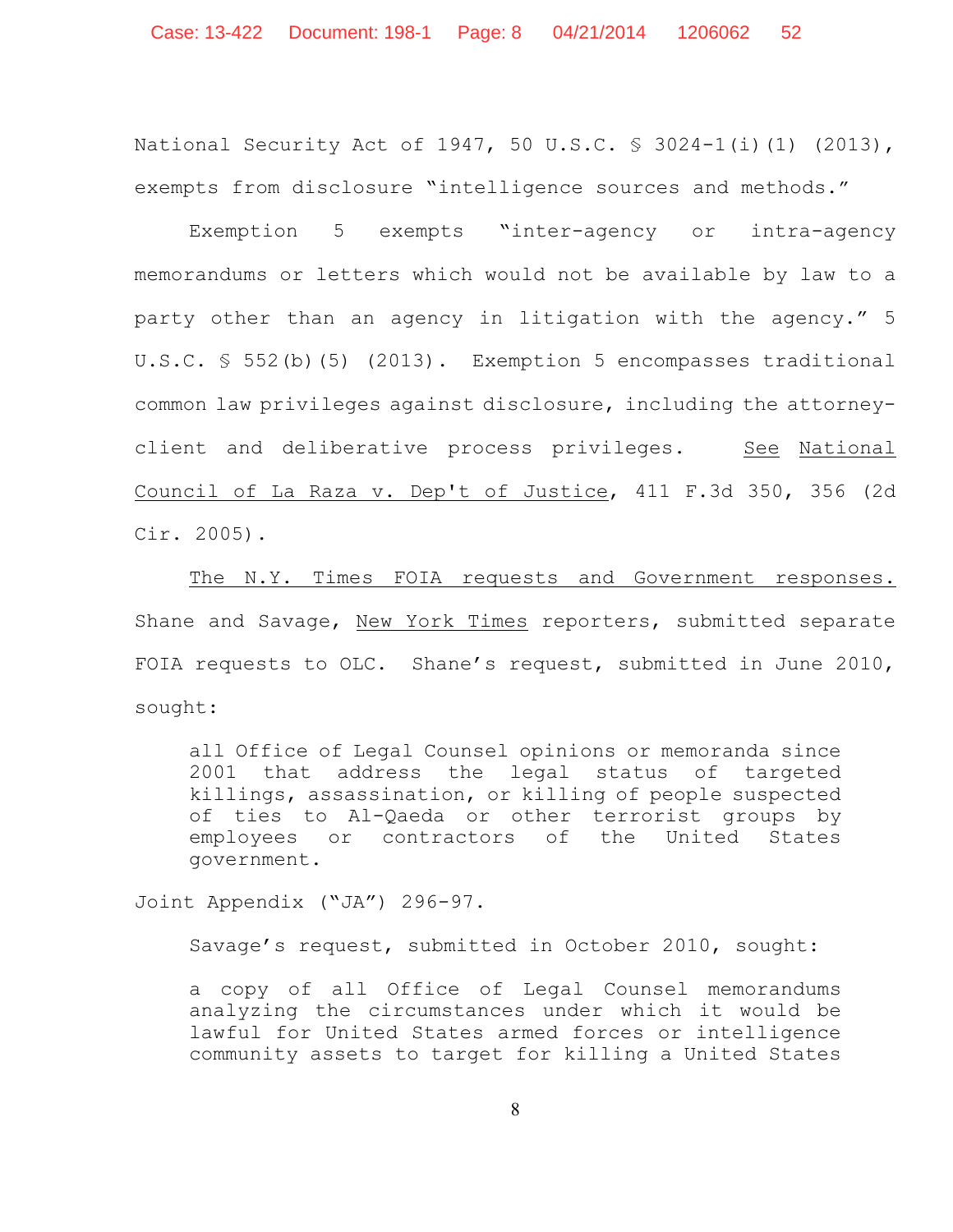National Security Act of 1947, 50 U.S.C. § 3024-1(i)(1) (2013), exempts from disclosure "intelligence sources and methods."

Exemption 5 exempts "inter-agency or intra-agency memorandums or letters which would not be available by law to a party other than an agency in litigation with the agency." 5 U.S.C. § 552(b)(5) (2013). Exemption 5 encompasses traditional common law privileges against disclosure, including the attorney-client and deliberative process privileges. See National Council of La Raza v. Dep't of Justice, 411 F.3d 350, 356 (2d Cir. 2005).

The N.Y. Times FOIA requests and Government responses. Shane and Savage, New York Times reporters, submitted separate FOIA requests to OLC. Shane's request, submitted in June 2010, sought:

> all Office of Legal Counsel opinions or memoranda since 2001 that address the legal status of targeted killings, assassination, or killing of people suspected of ties to Al-Qaeda or other terrorist groups by employees or contractors of the United States government.

Joint Appendix ("JA") 296-97.

Savage's request, submitted in October 2010, sought:

> a copy of all Office of Legal Counsel memorandums analyzing the circumstances under which it would be lawful for United States armed forces or intelligence community assets to target for killing a United States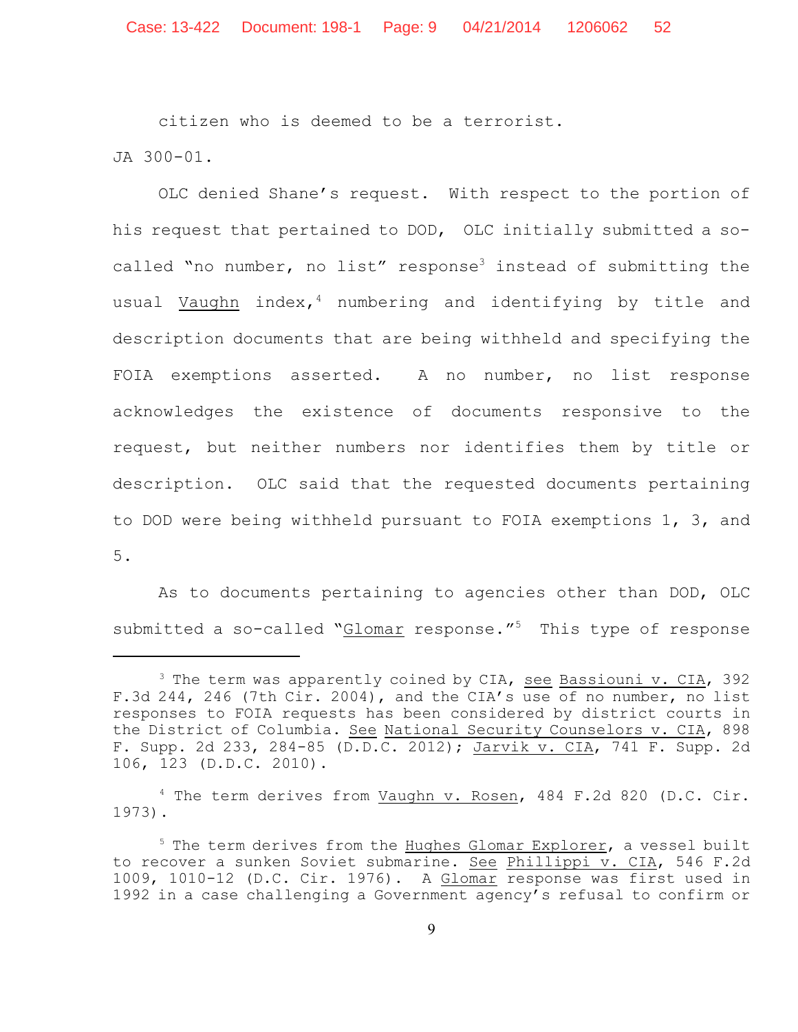citizen who is deemed to be a terrorist.

JA 300-01.

OLC denied Shane's request. With respect to the portion of his request that pertained to DOD, OLC initially submitted a so-called "no number, no list" response[3] instead of submitting the usual Vaughn index,[4] numbering and identifying by title and description documents that are being withheld and specifying the FOIA exemptions asserted. A no number, no list response acknowledges the existence of documents responsive to the request, but neither numbers nor identifies them by title or description. OLC said that the requested documents pertaining to DOD were being withheld pursuant to FOIA exemptions 1, 3, and 5.

As to documents pertaining to agencies other than DOD, OLC submitted a so-called "Glomar response."[5] This type of response

---

[3] The term was apparently coined by CIA, see Bassiouni v. CIA, 392 F.3d 244, 246 (7th Cir. 2004), and the CIA's use of no number, no list responses to FOIA requests has been considered by district courts in the District of Columbia. See National Security Counselors v. CIA, 898 F. Supp. 2d 233, 284-85 (D.D.C. 2012); Jarvik v. CIA, 741 F. Supp. 2d 106, 123 (D.D.C. 2010).

[4] The term derives from Vaughn v. Rosen, 484 F.2d 820 (D.C. Cir. 1973).

[5] The term derives from the Hughes Glomar Explorer, a vessel built to recover a sunken Soviet submarine. See Phillippi v. CIA, 546 F.2d 1009, 1010-12 (D.C. Cir. 1976). A Glomar response was first used in 1992 in a case challenging a Government agency's refusal to confirm or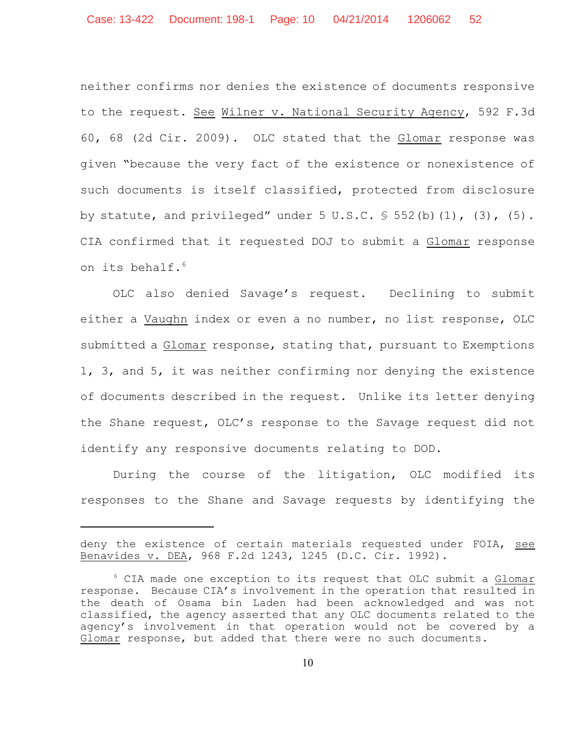neither confirms nor denies the existence of documents responsive to the request. See Wilner v. National Security Agency, 592 F.3d 60, 68 (2d Cir. 2009). OLC stated that the Glomar response was given "because the very fact of the existence or nonexistence of such documents is itself classified, protected from disclosure by statute, and privileged" under 5 U.S.C. § 552(b)(1), (3), (5). CIA confirmed that it requested DOJ to submit a Glomar response on its behalf.[6]

OLC also denied Savage's request. Declining to submit either a Vaughn index or even a no number, no list response, OLC submitted a Glomar response, stating that, pursuant to Exemptions 1, 3, and 5, it was neither confirming nor denying the existence of documents described in the request. Unlike its letter denying the Shane request, OLC's response to the Savage request did not identify any responsive documents relating to DOD.

During the course of the litigation, OLC modified its responses to the Shane and Savage requests by identifying the

---

deny the existence of certain materials requested under FOIA, see Benavides v. DEA, 968 F.2d 1243, 1245 (D.C. Cir. 1992).

[6] CIA made one exception to its request that OLC submit a Glomar response. Because CIA's involvement in the operation that resulted in the death of Osama bin Laden had been acknowledged and was not classified, the agency asserted that any OLC documents related to the agency's involvement in that operation would not be covered by a Glomar response, but added that there were no such documents.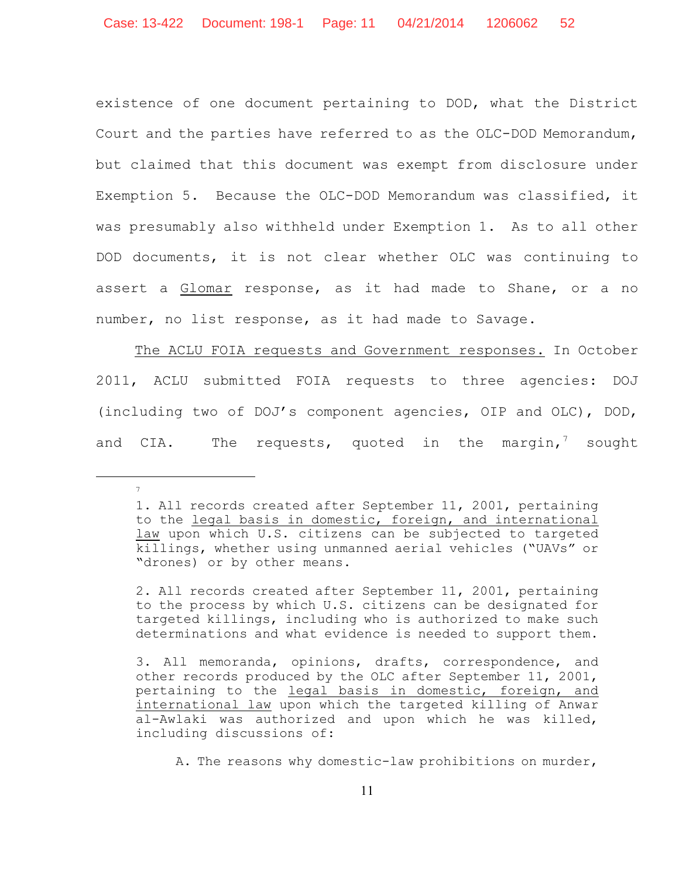existence of one document pertaining to DOD, what the District Court and the parties have referred to as the OLC-DOD Memorandum, but claimed that this document was exempt from disclosure under Exemption 5. Because the OLC-DOD Memorandum was classified, it was presumably also withheld under Exemption 1. As to all other DOD documents, it is not clear whether OLC was continuing to assert a Glomar response, as it had made to Shane, or a no number, no list response, as it had made to Savage.

The ACLU FOIA requests and Government responses. In October 2011, ACLU submitted FOIA requests to three agencies: DOJ (including two of DOJ's component agencies, OIP and OLC), DOD, and CIA. The requests, quoted in the margin,[7] sought

---

[7]

1. All records created after September 11, 2001, pertaining to the legal basis in domestic, foreign, and international law upon which U.S. citizens can be subjected to targeted killings, whether using unmanned aerial vehicles ("UAVs" or "drones) or by other means.

2. All records created after September 11, 2001, pertaining to the process by which U.S. citizens can be designated for targeted killings, including who is authorized to make such determinations and what evidence is needed to support them.

3. All memoranda, opinions, drafts, correspondence, and other records produced by the OLC after September 11, 2001, pertaining to the legal basis in domestic, foreign, and international law upon which the targeted killing of Anwar al-Awlaki was authorized and upon which he was killed, including discussions of:

A. The reasons why domestic-law prohibitions on murder,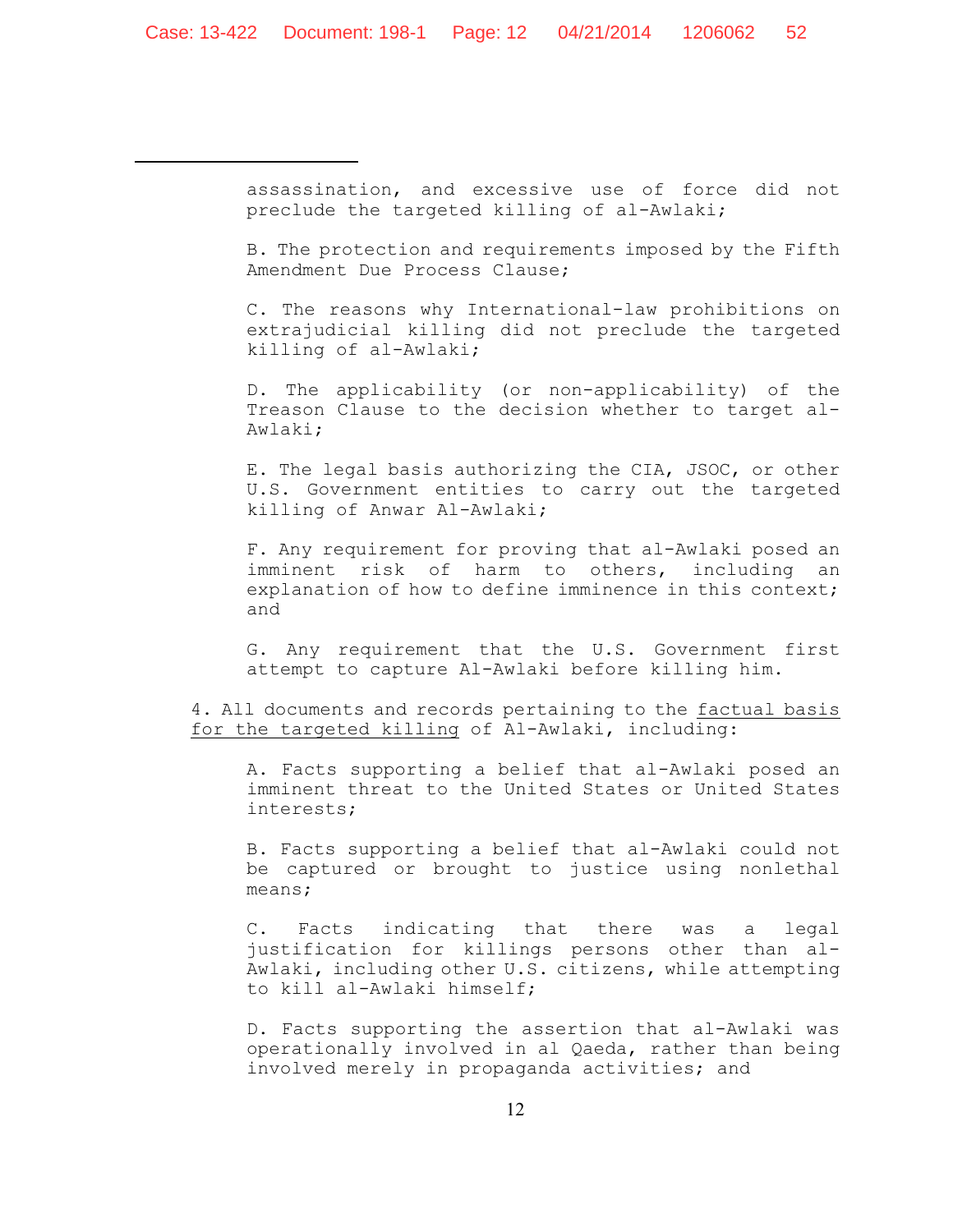assassination, and excessive use of force did not preclude the targeted killing of al-Awlaki;

B. The protection and requirements imposed by the Fifth Amendment Due Process Clause;

C. The reasons why International-law prohibitions on extrajudicial killing did not preclude the targeted killing of al-Awlaki;

D. The applicability (or non-applicability) of the Treason Clause to the decision whether to target al-Awlaki;

E. The legal basis authorizing the CIA, JSOC, or other U.S. Government entities to carry out the targeted killing of Anwar Al-Awlaki;

F. Any requirement for proving that al-Awlaki posed an imminent risk of harm to others, including an explanation of how to define imminence in this context; and

G. Any requirement that the U.S. Government first attempt to capture Al-Awlaki before killing him.

4. All documents and records pertaining to the factual basis for the targeted killing of Al-Awlaki, including:

A. Facts supporting a belief that al-Awlaki posed an imminent threat to the United States or United States interests;

B. Facts supporting a belief that al-Awlaki could not be captured or brought to justice using nonlethal means;

C. Facts indicating that there was a legal justification for killings persons other than al-Awlaki, including other U.S. citizens, while attempting to kill al-Awlaki himself;

D. Facts supporting the assertion that al-Awlaki was operationally involved in al Qaeda, rather than being involved merely in propaganda activities; and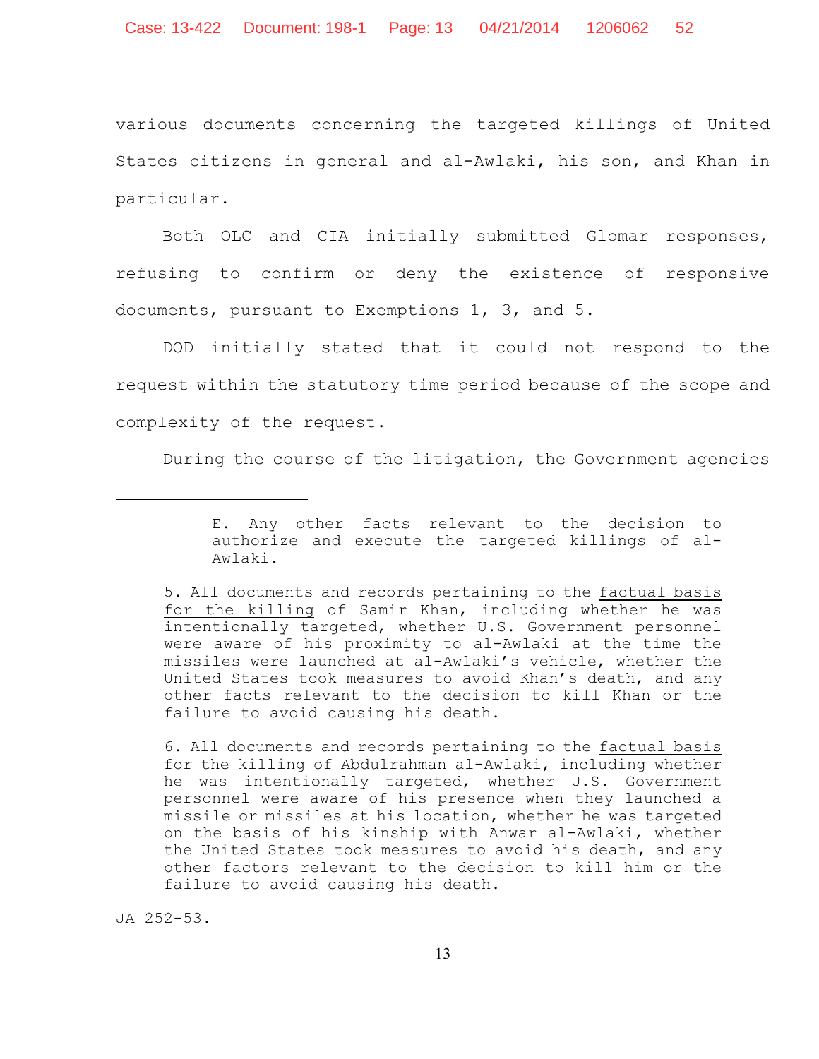various documents concerning the targeted killings of United States citizens in general and al-Awlaki, his son, and Khan in particular.

Both OLC and CIA initially submitted Glomar responses, refusing to confirm or deny the existence of responsive documents, pursuant to Exemptions 1, 3, and 5.

DOD initially stated that it could not respond to the request within the statutory time period because of the scope and complexity of the request.

During the course of the litigation, the Government agencies

---

> E. Any other facts relevant to the decision to authorize and execute the targeted killings of al-Awlaki.
>
> 5. All documents and records pertaining to the factual basis for the killing of Samir Khan, including whether he was intentionally targeted, whether U.S. Government personnel were aware of his proximity to al-Awlaki at the time the missiles were launched at al-Awlaki's vehicle, whether the United States took measures to avoid Khan's death, and any other facts relevant to the decision to kill Khan or the failure to avoid causing his death.
>
> 6. All documents and records pertaining to the factual basis for the killing of Abdulrahman al-Awlaki, including whether he was intentionally targeted, whether U.S. Government personnel were aware of his presence when they launched a missile or missiles at his location, whether he was targeted on the basis of his kinship with Anwar al-Awlaki, whether the United States took measures to avoid his death, and any other factors relevant to the decision to kill him or the failure to avoid causing his death.

JA 252-53.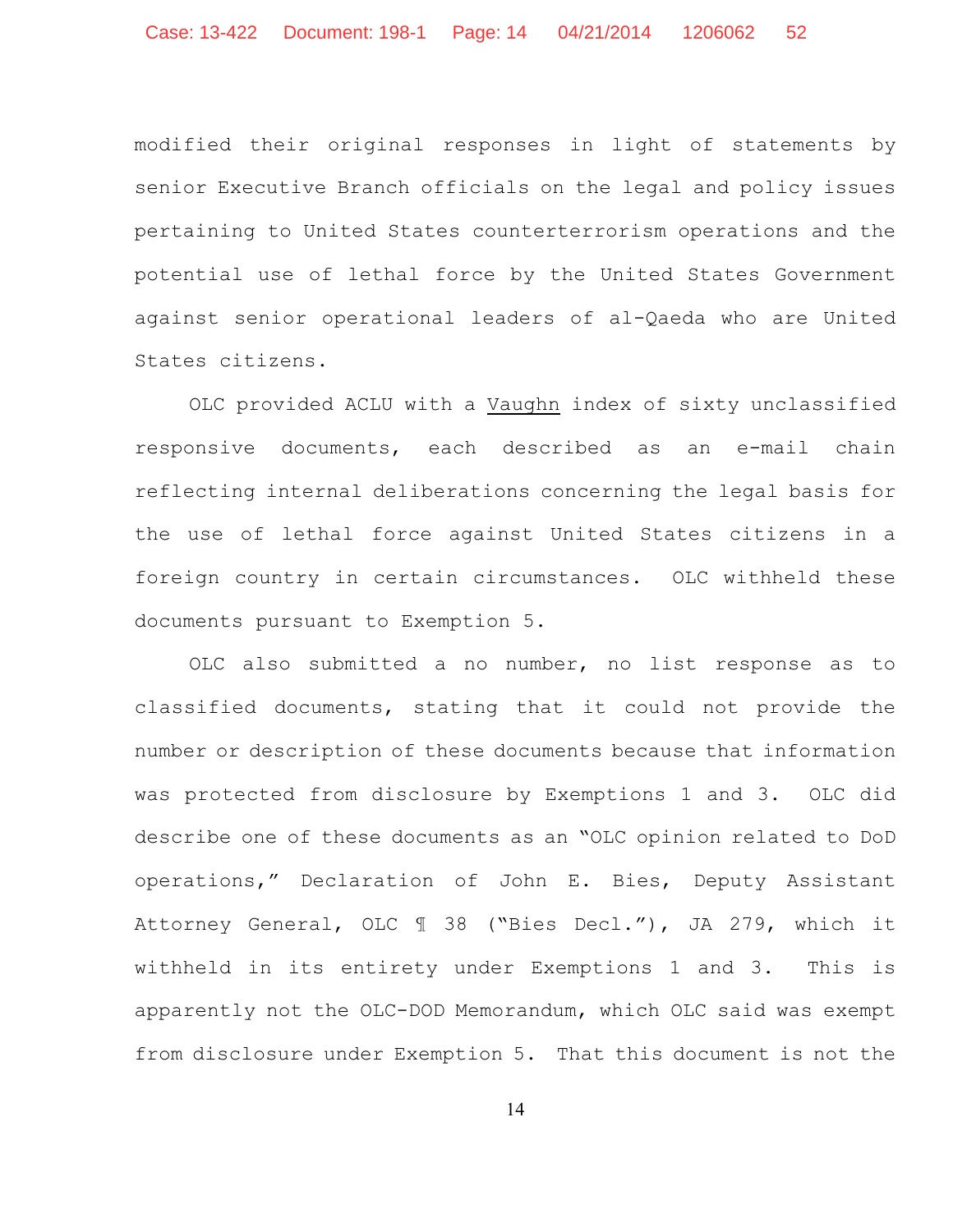modified their original responses in light of statements by senior Executive Branch officials on the legal and policy issues pertaining to United States counterterrorism operations and the potential use of lethal force by the United States Government against senior operational leaders of al-Qaeda who are United States citizens.

OLC provided ACLU with a Vaughn index of sixty unclassified responsive documents, each described as an e-mail chain reflecting internal deliberations concerning the legal basis for the use of lethal force against United States citizens in a foreign country in certain circumstances. OLC withheld these documents pursuant to Exemption 5.

OLC also submitted a no number, no list response as to classified documents, stating that it could not provide the number or description of these documents because that information was protected from disclosure by Exemptions 1 and 3. OLC did describe one of these documents as an "OLC opinion related to DoD operations," Declaration of John E. Bies, Deputy Assistant Attorney General, OLC ¶ 38 ("Bies Decl."), JA 279, which it withheld in its entirety under Exemptions 1 and 3. This is apparently not the OLC-DOD Memorandum, which OLC said was exempt from disclosure under Exemption 5. That this document is not the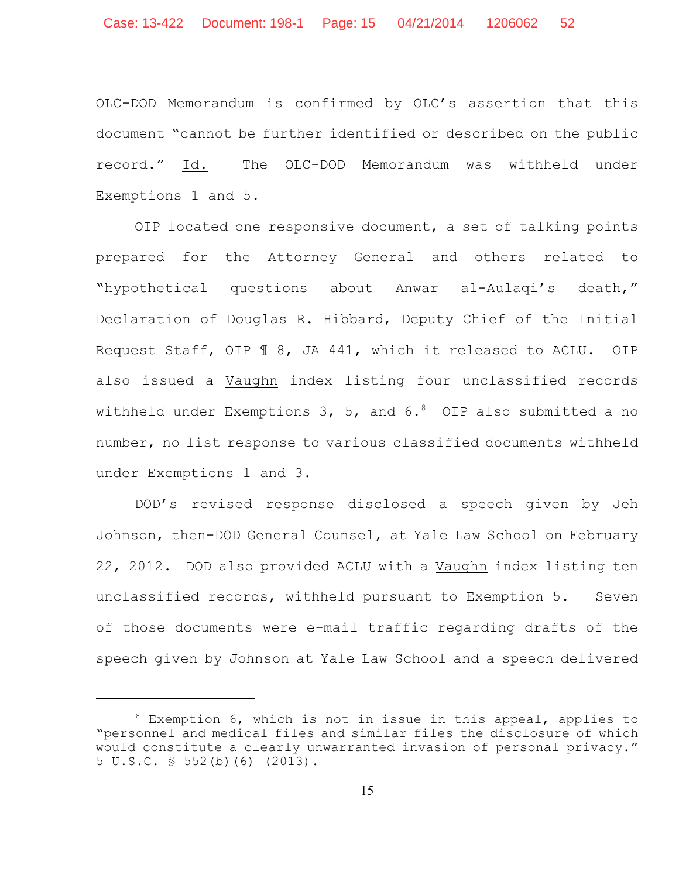OLC-DOD Memorandum is confirmed by OLC's assertion that this document "cannot be further identified or described on the public record." Id. The OLC-DOD Memorandum was withheld under Exemptions 1 and 5.

OIP located one responsive document, a set of talking points prepared for the Attorney General and others related to "hypothetical questions about Anwar al-Aulaqi's death," Declaration of Douglas R. Hibbard, Deputy Chief of the Initial Request Staff, OIP ¶ 8, JA 441, which it released to ACLU. OIP also issued a Vaughn index listing four unclassified records withheld under Exemptions 3, 5, and 6.[8] OIP also submitted a no number, no list response to various classified documents withheld under Exemptions 1 and 3.

DOD's revised response disclosed a speech given by Jeh Johnson, then-DOD General Counsel, at Yale Law School on February 22, 2012. DOD also provided ACLU with a Vaughn index listing ten unclassified records, withheld pursuant to Exemption 5. Seven of those documents were e-mail traffic regarding drafts of the speech given by Johnson at Yale Law School and a speech delivered

---

[8] Exemption 6, which is not in issue in this appeal, applies to "personnel and medical files and similar files the disclosure of which would constitute a clearly unwarranted invasion of personal privacy." 5 U.S.C. § 552(b)(6) (2013).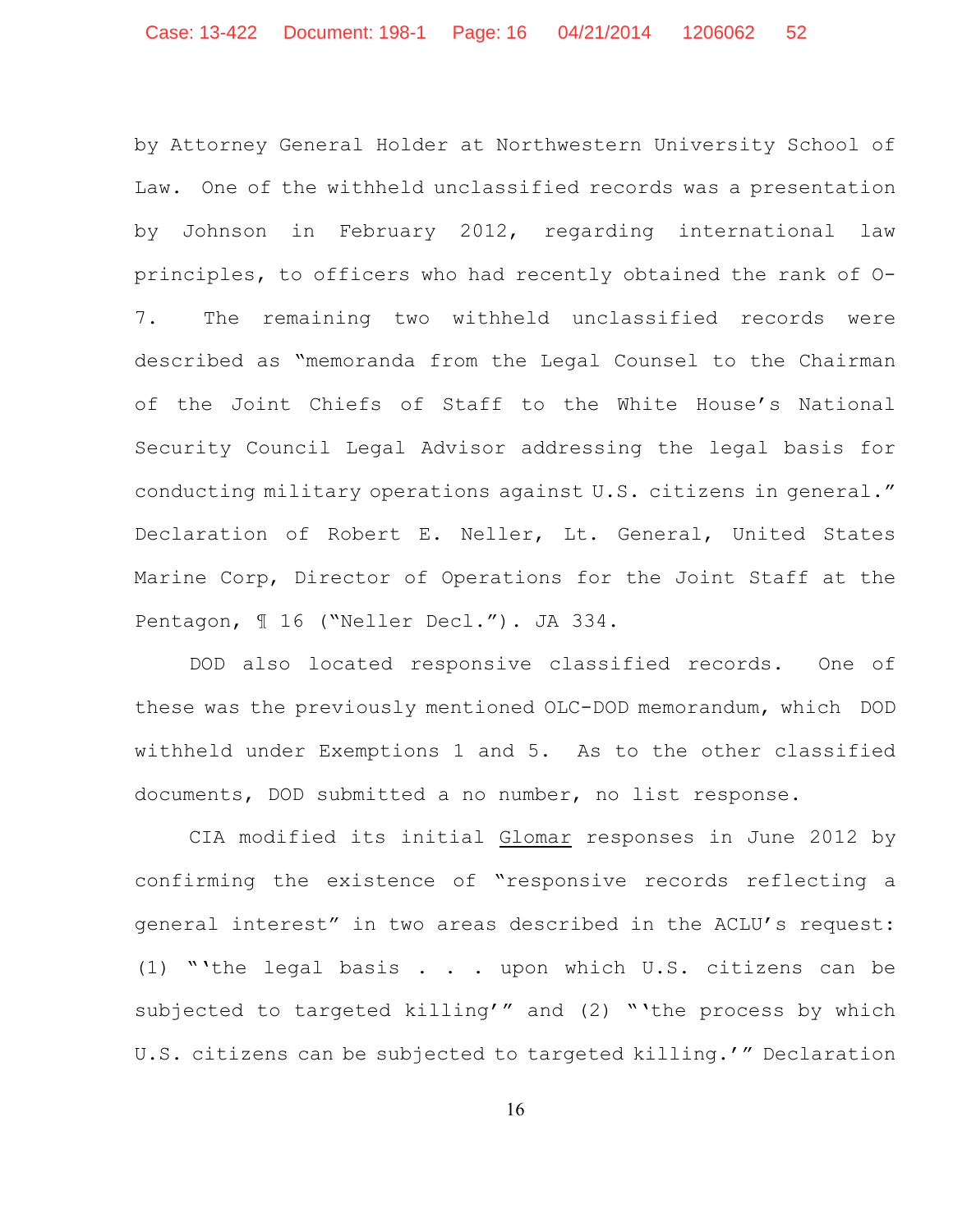by Attorney General Holder at Northwestern University School of Law. One of the withheld unclassified records was a presentation by Johnson in February 2012, regarding international law principles, to officers who had recently obtained the rank of O-7. The remaining two withheld unclassified records were described as "memoranda from the Legal Counsel to the Chairman of the Joint Chiefs of Staff to the White House's National Security Council Legal Advisor addressing the legal basis for conducting military operations against U.S. citizens in general." Declaration of Robert E. Neller, Lt. General, United States Marine Corp, Director of Operations for the Joint Staff at the Pentagon, ¶ 16 ("Neller Decl."). JA 334.

DOD also located responsive classified records. One of these was the previously mentioned OLC-DOD memorandum, which DOD withheld under Exemptions 1 and 5. As to the other classified documents, DOD submitted a no number, no list response.

CIA modified its initial Glomar responses in June 2012 by confirming the existence of "responsive records reflecting a general interest" in two areas described in the ACLU's request: (1) "'the legal basis . . . upon which U.S. citizens can be subjected to targeted killing'" and (2) "'the process by which U.S. citizens can be subjected to targeted killing.'" Declaration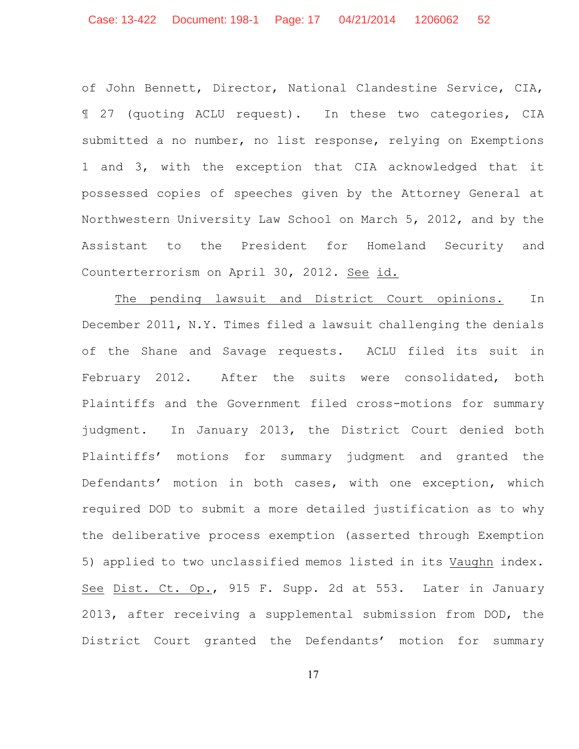of John Bennett, Director, National Clandestine Service, CIA, ¶ 27 (quoting ACLU request). In these two categories, CIA submitted a no number, no list response, relying on Exemptions 1 and 3, with the exception that CIA acknowledged that it possessed copies of speeches given by the Attorney General at Northwestern University Law School on March 5, 2012, and by the Assistant to the President for Homeland Security and Counterterrorism on April 30, 2012. See id.

The pending lawsuit and District Court opinions. In December 2011, N.Y. Times filed a lawsuit challenging the denials of the Shane and Savage requests. ACLU filed its suit in February 2012. After the suits were consolidated, both Plaintiffs and the Government filed cross-motions for summary judgment. In January 2013, the District Court denied both Plaintiffs' motions for summary judgment and granted the Defendants' motion in both cases, with one exception, which required DOD to submit a more detailed justification as to why the deliberative process exemption (asserted through Exemption 5) applied to two unclassified memos listed in its Vaughn index. See Dist. Ct. Op., 915 F. Supp. 2d at 553. Later in January 2013, after receiving a supplemental submission from DOD, the District Court granted the Defendants' motion for summary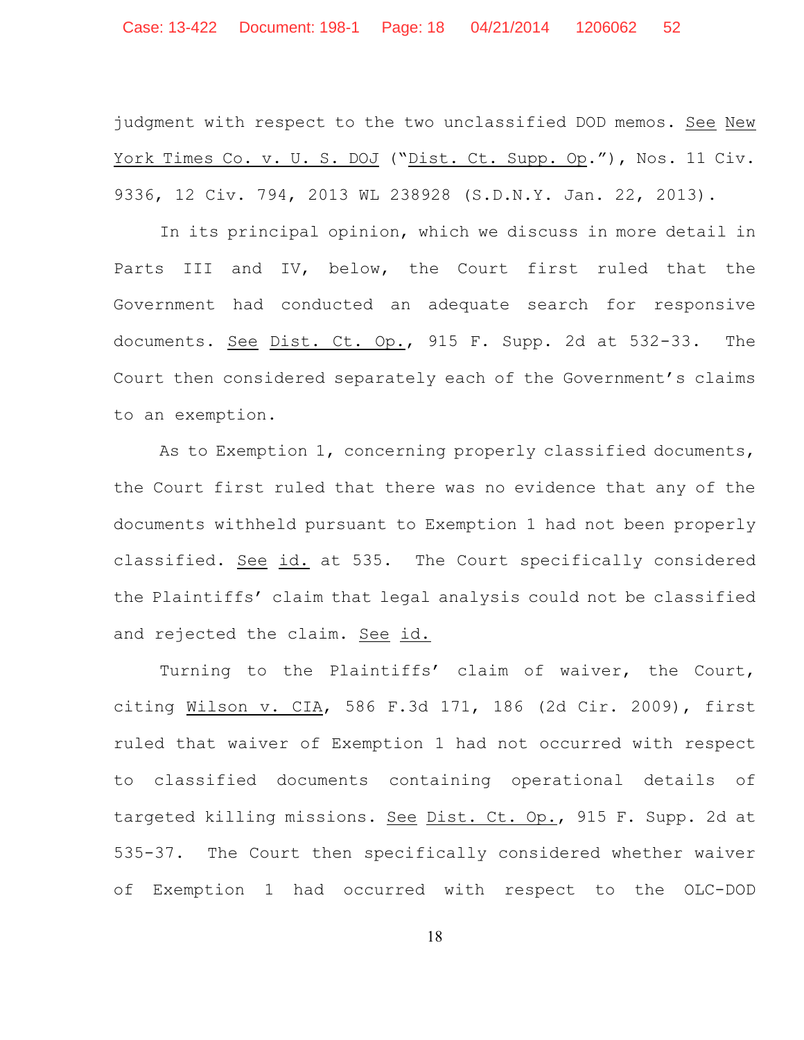judgment with respect to the two unclassified DOD memos. See New York Times Co. v. U. S. DOJ ("Dist. Ct. Supp. Op."), Nos. 11 Civ. 9336, 12 Civ. 794, 2013 WL 238928 (S.D.N.Y. Jan. 22, 2013).

In its principal opinion, which we discuss in more detail in Parts III and IV, below, the Court first ruled that the Government had conducted an adequate search for responsive documents. See Dist. Ct. Op., 915 F. Supp. 2d at 532-33. The Court then considered separately each of the Government's claims to an exemption.

As to Exemption 1, concerning properly classified documents, the Court first ruled that there was no evidence that any of the documents withheld pursuant to Exemption 1 had not been properly classified. See id. at 535. The Court specifically considered the Plaintiffs' claim that legal analysis could not be classified and rejected the claim. See id.

Turning to the Plaintiffs' claim of waiver, the Court, citing Wilson v. CIA, 586 F.3d 171, 186 (2d Cir. 2009), first ruled that waiver of Exemption 1 had not occurred with respect to classified documents containing operational details of targeted killing missions. See Dist. Ct. Op., 915 F. Supp. 2d at 535-37. The Court then specifically considered whether waiver of Exemption 1 had occurred with respect to the OLC-DOD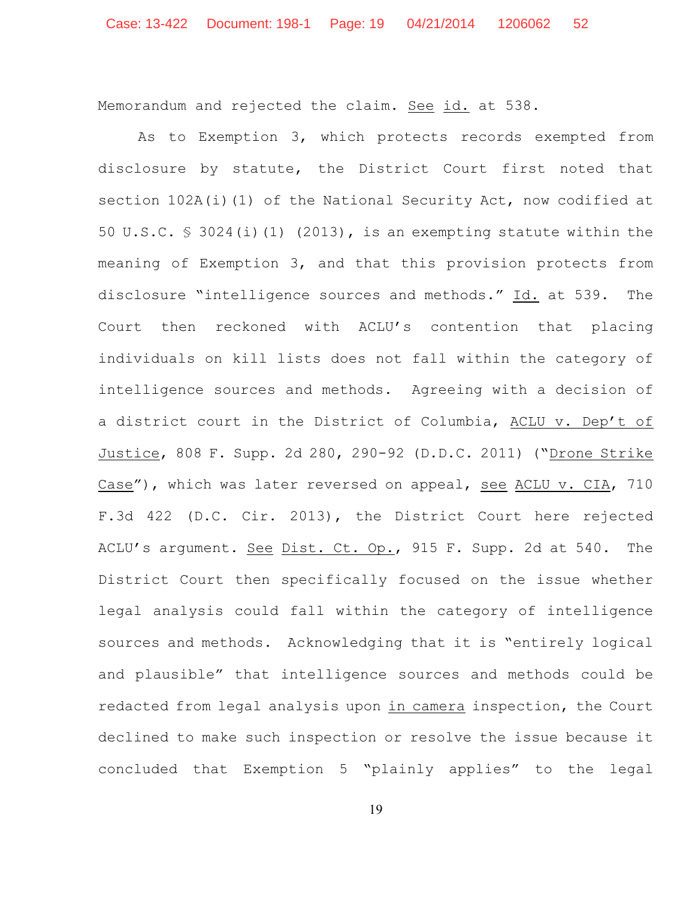Memorandum and rejected the claim. See id. at 538.

As to Exemption 3, which protects records exempted from disclosure by statute, the District Court first noted that section 102A(i)(1) of the National Security Act, now codified at 50 U.S.C. § 3024(i)(1) (2013), is an exempting statute within the meaning of Exemption 3, and that this provision protects from disclosure "intelligence sources and methods." Id. at 539. The Court then reckoned with ACLU's contention that placing individuals on kill lists does not fall within the category of intelligence sources and methods. Agreeing with a decision of a district court in the District of Columbia, ACLU v. Dep't of Justice, 808 F. Supp. 2d 280, 290-92 (D.D.C. 2011) ("Drone Strike Case"), which was later reversed on appeal, see ACLU v. CIA, 710 F.3d 422 (D.C. Cir. 2013), the District Court here rejected ACLU's argument. See Dist. Ct. Op., 915 F. Supp. 2d at 540. The District Court then specifically focused on the issue whether legal analysis could fall within the category of intelligence sources and methods. Acknowledging that it is "entirely logical and plausible" that intelligence sources and methods could be redacted from legal analysis upon in camera inspection, the Court declined to make such inspection or resolve the issue because it concluded that Exemption 5 "plainly applies" to the legal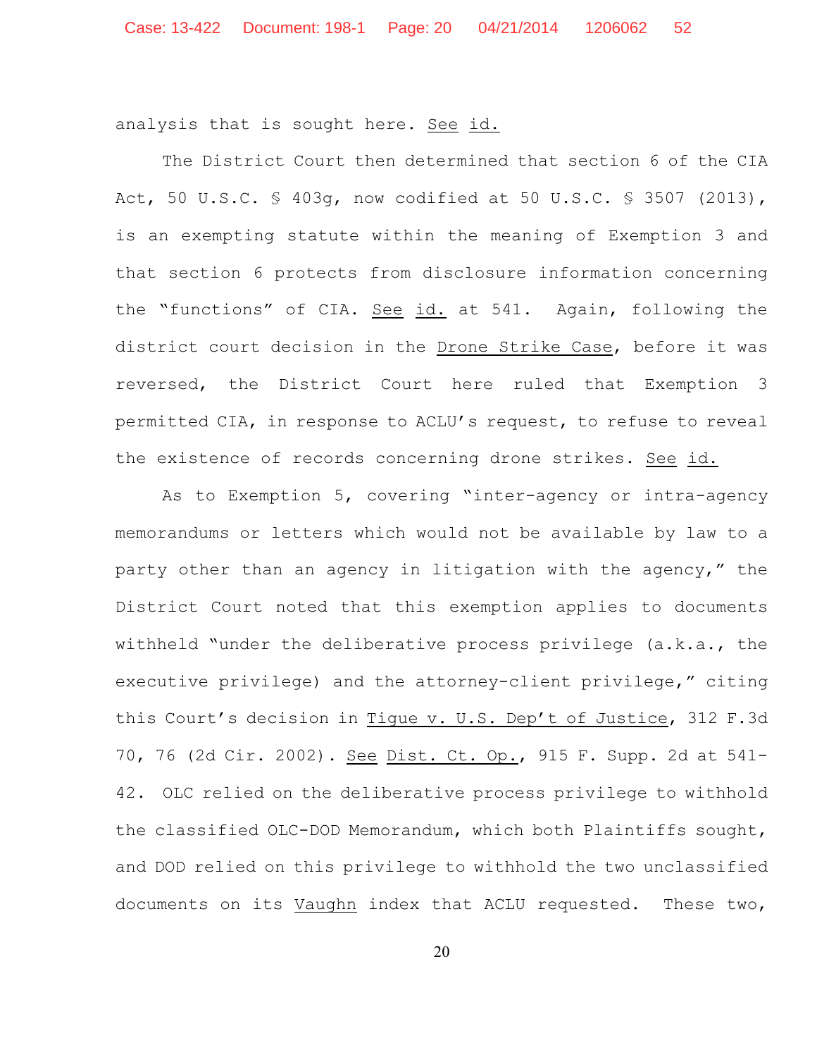analysis that is sought here. _See_ _id._

The District Court then determined that section 6 of the CIA Act, 50 U.S.C. § 403g, now codified at 50 U.S.C. § 3507 (2013), is an exempting statute within the meaning of Exemption 3 and that section 6 protects from disclosure information concerning the "functions" of CIA. _See_ _id._ at 541. Again, following the district court decision in the _Drone Strike Case_, before it was reversed, the District Court here ruled that Exemption 3 permitted CIA, in response to ACLU's request, to refuse to reveal the existence of records concerning drone strikes. _See_ _id._

As to Exemption 5, covering "inter-agency or intra-agency memorandums or letters which would not be available by law to a party other than an agency in litigation with the agency," the District Court noted that this exemption applies to documents withheld "under the deliberative process privilege (a.k.a., the executive privilege) and the attorney-client privilege," citing this Court's decision in _Tigue v. U.S. Dep't of Justice_, 312 F.3d 70, 76 (2d Cir. 2002). _See_ _Dist. Ct. Op._, 915 F. Supp. 2d at 541-42. OLC relied on the deliberative process privilege to withhold the classified OLC-DOD Memorandum, which both Plaintiffs sought, and DOD relied on this privilege to withhold the two unclassified documents on its _Vaughn_ index that ACLU requested. These two,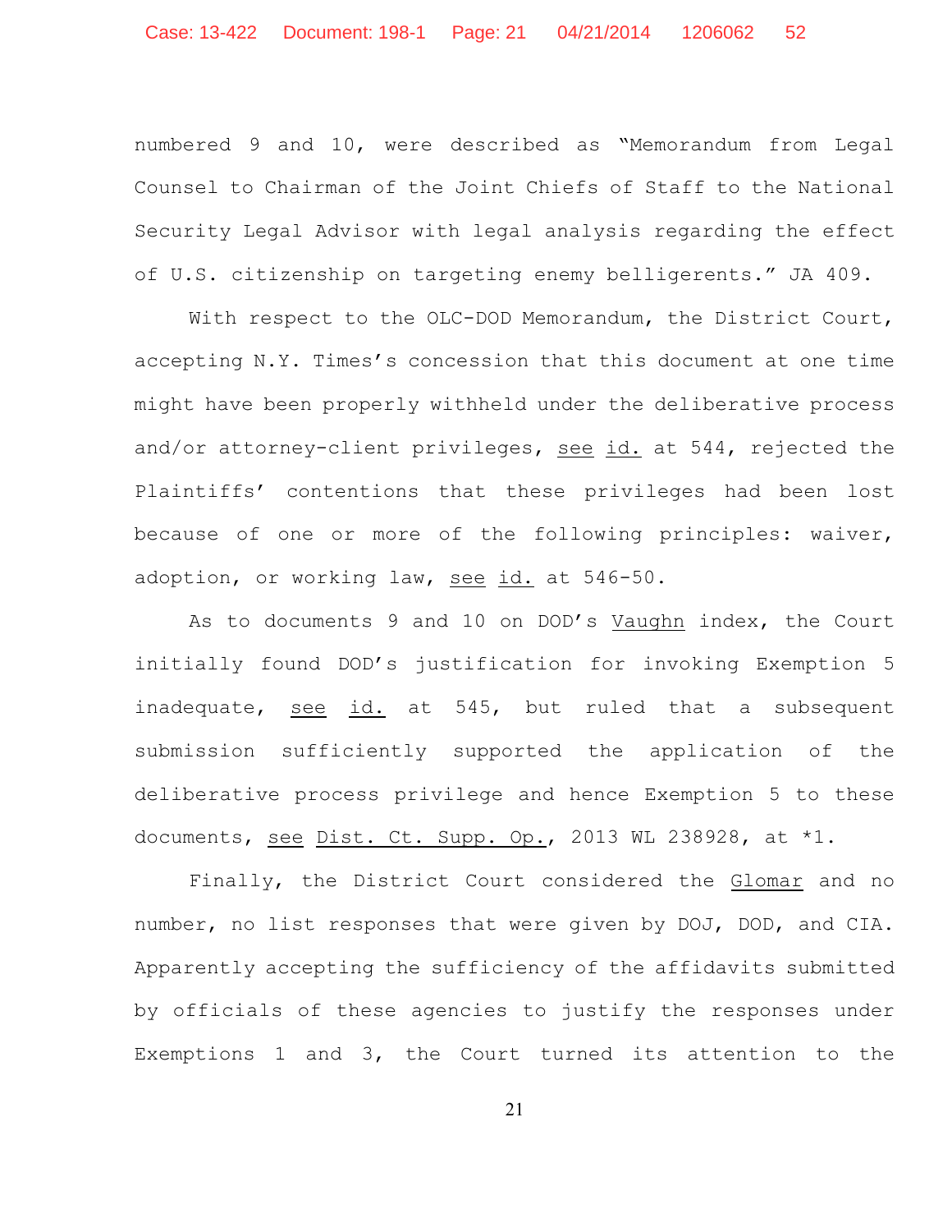numbered 9 and 10, were described as "Memorandum from Legal Counsel to Chairman of the Joint Chiefs of Staff to the National Security Legal Advisor with legal analysis regarding the effect of U.S. citizenship on targeting enemy belligerents." JA 409.

With respect to the OLC-DOD Memorandum, the District Court, accepting N.Y. Times's concession that this document at one time might have been properly withheld under the deliberative process and/or attorney-client privileges, see id. at 544, rejected the Plaintiffs' contentions that these privileges had been lost because of one or more of the following principles: waiver, adoption, or working law, see id. at 546-50.

As to documents 9 and 10 on DOD's Vaughn index, the Court initially found DOD's justification for invoking Exemption 5 inadequate, see id. at 545, but ruled that a subsequent submission sufficiently supported the application of the deliberative process privilege and hence Exemption 5 to these documents, see Dist. Ct. Supp. Op., 2013 WL 238928, at *1.

Finally, the District Court considered the Glomar and no number, no list responses that were given by DOJ, DOD, and CIA. Apparently accepting the sufficiency of the affidavits submitted by officials of these agencies to justify the responses under Exemptions 1 and 3, the Court turned its attention to the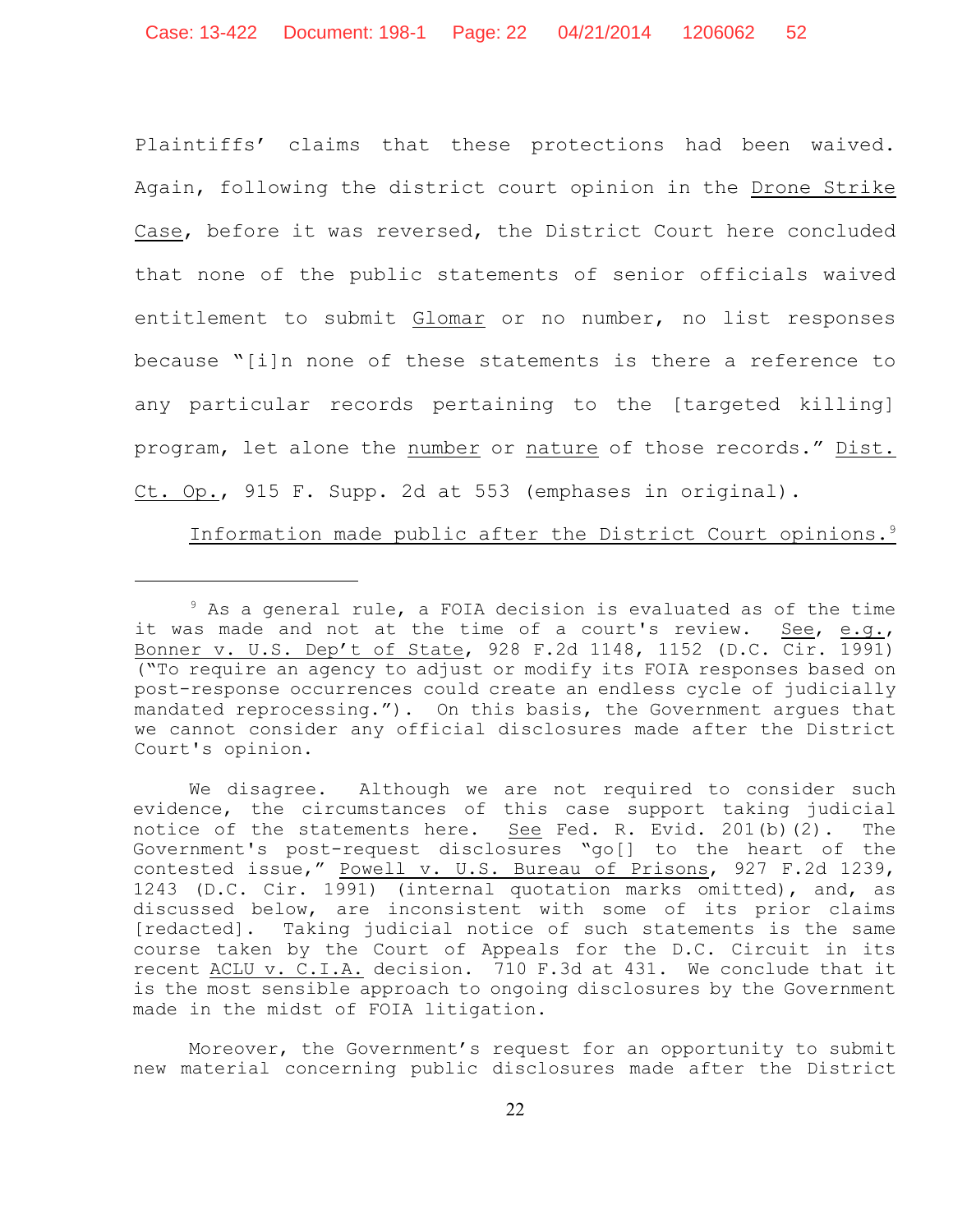Plaintiffs' claims that these protections had been waived. Again, following the district court opinion in the Drone Strike Case, before it was reversed, the District Court here concluded that none of the public statements of senior officials waived entitlement to submit Glomar or no number, no list responses because "[i]n none of these statements is there a reference to any particular records pertaining to the [targeted killing] program, let alone the *number* or *nature* of those records." Dist. Ct. Op., 915 F. Supp. 2d at 553 (emphases in original).

Information made public after the District Court opinions.[9]

---

[9] As a general rule, a FOIA decision is evaluated as of the time it was made and not at the time of a court's review. See, e.g., Bonner v. U.S. Dep't of State, 928 F.2d 1148, 1152 (D.C. Cir. 1991) ("To require an agency to adjust or modify its FOIA responses based on post-response occurrences could create an endless cycle of judicially mandated reprocessing."). On this basis, the Government argues that we cannot consider any official disclosures made after the District Court's opinion.

We disagree. Although we are not required to consider such evidence, the circumstances of this case support taking judicial notice of the statements here. See Fed. R. Evid. 201(b)(2). The Government's post-request disclosures "go[] to the heart of the contested issue," Powell v. U.S. Bureau of Prisons, 927 F.2d 1239, 1243 (D.C. Cir. 1991) (internal quotation marks omitted), and, as discussed below, are inconsistent with some of its prior claims [redacted]. Taking judicial notice of such statements is the same course taken by the Court of Appeals for the D.C. Circuit in its recent ACLU v. C.I.A. decision. 710 F.3d at 431. We conclude that it is the most sensible approach to ongoing disclosures by the Government made in the midst of FOIA litigation.

Moreover, the Government's request for an opportunity to submit new material concerning public disclosures made after the District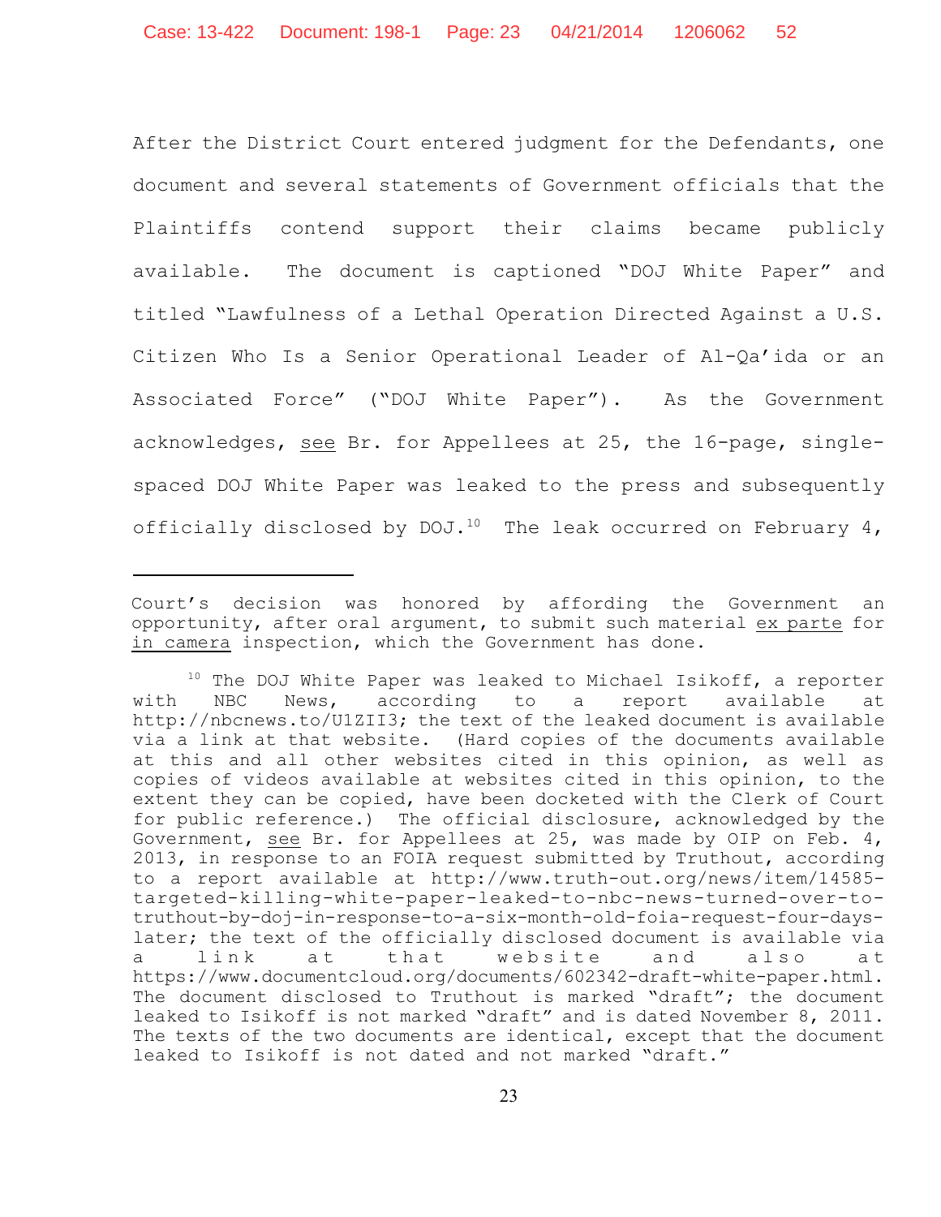After the District Court entered judgment for the Defendants, one document and several statements of Government officials that the Plaintiffs contend support their claims became publicly available. The document is captioned "DOJ White Paper" and titled "Lawfulness of a Lethal Operation Directed Against a U.S. Citizen Who Is a Senior Operational Leader of Al-Qa'ida or an Associated Force" ("DOJ White Paper"). As the Government acknowledges, see Br. for Appellees at 25, the 16-page, single-spaced DOJ White Paper was leaked to the press and subsequently officially disclosed by DOJ.[10] The leak occurred on February 4,

---

Court's decision was honored by affording the Government an opportunity, after oral argument, to submit such material ex parte for in camera inspection, which the Government has done.

[10] The DOJ White Paper was leaked to Michael Isikoff, a reporter with NBC News, according to a report available at http://nbcnews.to/U1ZII3; the text of the leaked document is available via a link at that website. (Hard copies of the documents available at this and all other websites cited in this opinion, as well as copies of videos available at websites cited in this opinion, to the extent they can be copied, have been docketed with the Clerk of Court for public reference.) The official disclosure, acknowledged by the Government, see Br. for Appellees at 25, was made by OIP on Feb. 4, 2013, in response to an FOIA request submitted by Truthout, according to a report available at http://www.truth-out.org/news/item/14585-targeted-killing-white-paper-leaked-to-nbc-news-turned-over-to-truthout-by-doj-in-response-to-a-six-month-old-foia-request-four-days-later; the text of the officially disclosed document is available via a link at that website and also at https://www.documentcloud.org/documents/602342-draft-white-paper.html. The document disclosed to Truthout is marked "draft"; the document leaked to Isikoff is not marked "draft" and is dated November 8, 2011. The texts of the two documents are identical, except that the document leaked to Isikoff is not dated and not marked "draft."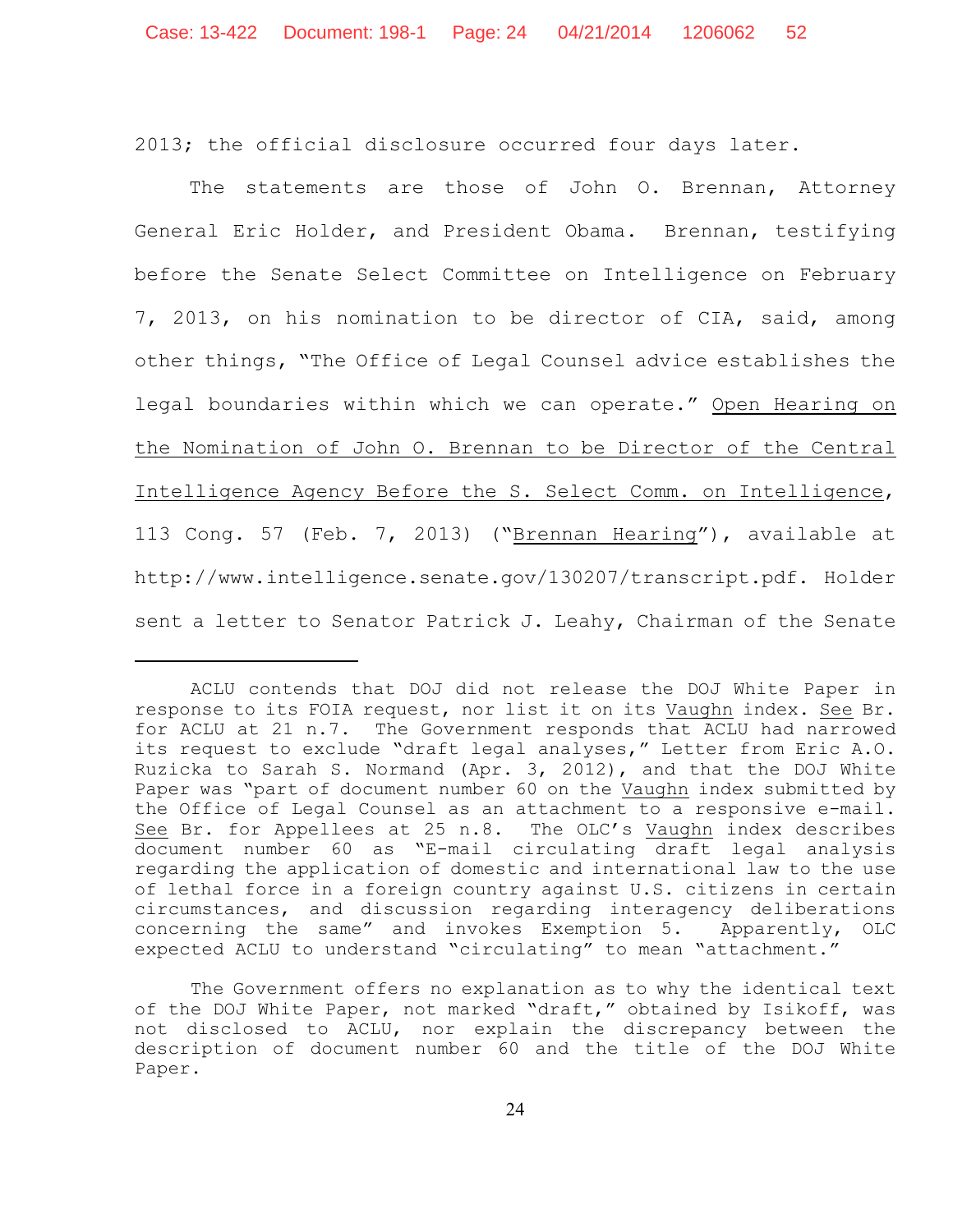2013; the official disclosure occurred four days later.

The statements are those of John O. Brennan, Attorney General Eric Holder, and President Obama. Brennan, testifying before the Senate Select Committee on Intelligence on February 7, 2013, on his nomination to be director of CIA, said, among other things, "The Office of Legal Counsel advice establishes the legal boundaries within which we can operate." Open Hearing on the Nomination of John O. Brennan to be Director of the Central Intelligence Agency Before the S. Select Comm. on Intelligence, 113 Cong. 57 (Feb. 7, 2013) ("Brennan Hearing"), available at http://www.intelligence.senate.gov/130207/transcript.pdf. Holder sent a letter to Senator Patrick J. Leahy, Chairman of the Senate

---

ACLU contends that DOJ did not release the DOJ White Paper in response to its FOIA request, nor list it on its Vaughn index. See Br. for ACLU at 21 n.7. The Government responds that ACLU had narrowed its request to exclude "draft legal analyses," Letter from Eric A.O. Ruzicka to Sarah S. Normand (Apr. 3, 2012), and that the DOJ White Paper was "part of document number 60 on the Vaughn index submitted by the Office of Legal Counsel as an attachment to a responsive e-mail. See Br. for Appellees at 25 n.8. The OLC's Vaughn index describes document number 60 as "E-mail circulating draft legal analysis regarding the application of domestic and international law to the use of lethal force in a foreign country against U.S. citizens in certain circumstances, and discussion regarding interagency deliberations concerning the same" and invokes Exemption 5. Apparently, OLC expected ACLU to understand "circulating" to mean "attachment."

The Government offers no explanation as to why the identical text of the DOJ White Paper, not marked "draft," obtained by Isikoff, was not disclosed to ACLU, nor explain the discrepancy between the description of document number 60 and the title of the DOJ White Paper.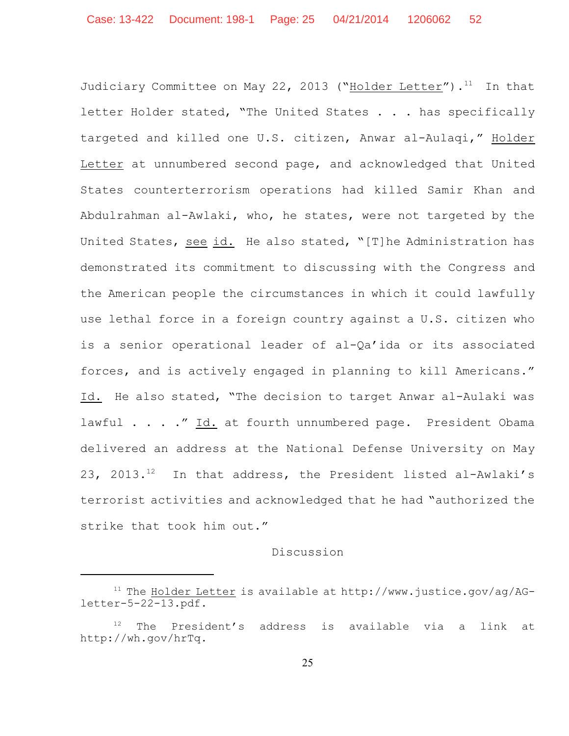Judiciary Committee on May 22, 2013 ("Holder Letter").[11] In that letter Holder stated, "The United States . . . has specifically targeted and killed one U.S. citizen, Anwar al-Aulaqi," Holder Letter at unnumbered second page, and acknowledged that United States counterterrorism operations had killed Samir Khan and Abdulrahman al-Awlaki, who, he states, were not targeted by the United States, see id. He also stated, "[T]he Administration has demonstrated its commitment to discussing with the Congress and the American people the circumstances in which it could lawfully use lethal force in a foreign country against a U.S. citizen who is a senior operational leader of al-Qa'ida or its associated forces, and is actively engaged in planning to kill Americans." Id. He also stated, "The decision to target Anwar al-Aulaki was lawful . . . ." Id. at fourth unnumbered page. President Obama delivered an address at the National Defense University on May 23, 2013.[12] In that address, the President listed al-Awlaki's terrorist activities and acknowledged that he had "authorized the strike that took him out."

## Discussion

---

[11] The Holder Letter is available at http://www.justice.gov/ag/AG-letter-5-22-13.pdf.

[12] The President's address is available via a link at http://wh.gov/hrTq.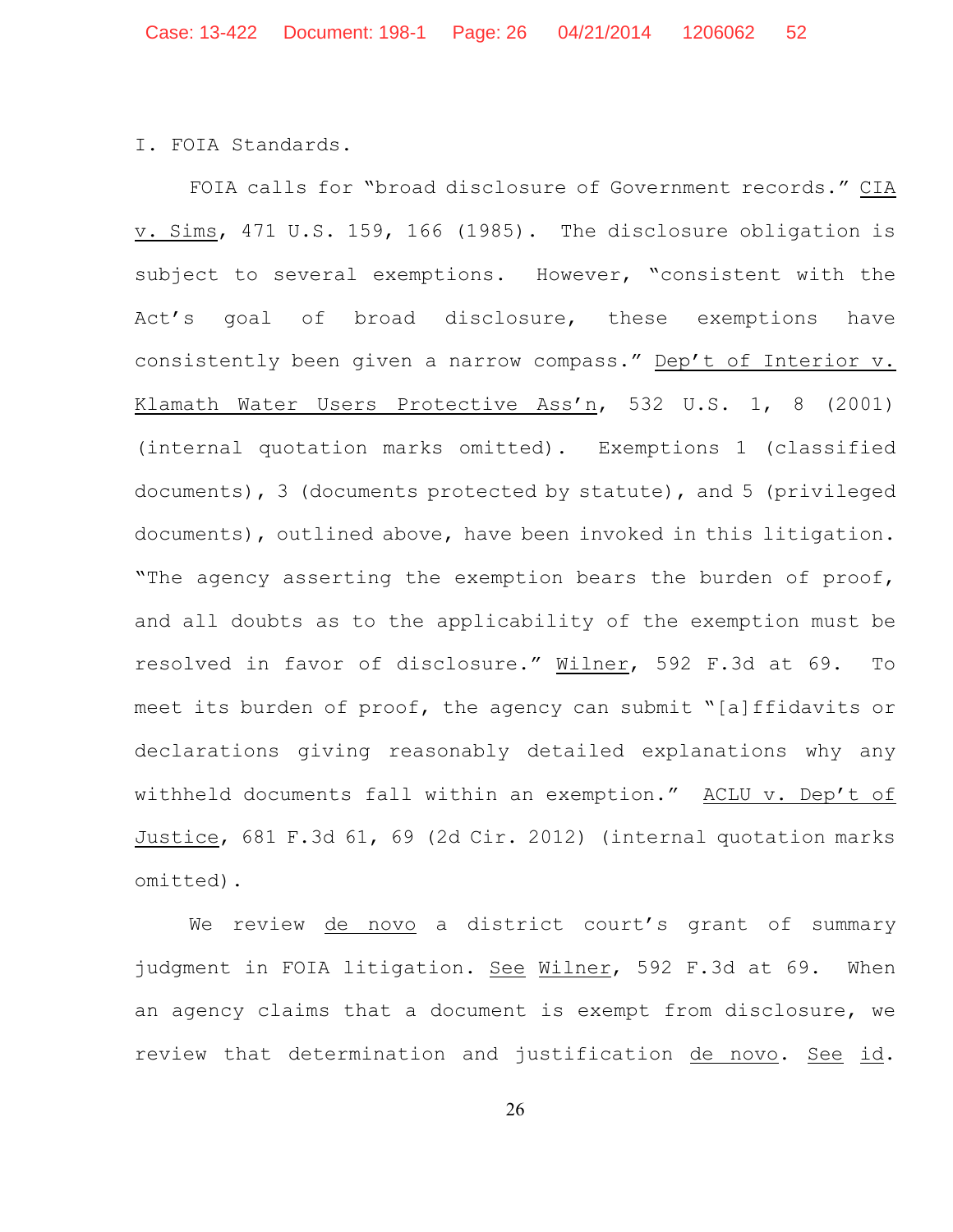## I. FOIA Standards.

FOIA calls for "broad disclosure of Government records." CIA v. Sims, 471 U.S. 159, 166 (1985). The disclosure obligation is subject to several exemptions. However, "consistent with the Act's goal of broad disclosure, these exemptions have consistently been given a narrow compass." Dep't of Interior v. Klamath Water Users Protective Ass'n, 532 U.S. 1, 8 (2001) (internal quotation marks omitted). Exemptions 1 (classified documents), 3 (documents protected by statute), and 5 (privileged documents), outlined above, have been invoked in this litigation. "The agency asserting the exemption bears the burden of proof, and all doubts as to the applicability of the exemption must be resolved in favor of disclosure." Wilner, 592 F.3d at 69. To meet its burden of proof, the agency can submit "[a]ffidavits or declarations giving reasonably detailed explanations why any withheld documents fall within an exemption." ACLU v. Dep't of Justice, 681 F.3d 61, 69 (2d Cir. 2012) (internal quotation marks omitted).

We review de novo a district court's grant of summary judgment in FOIA litigation. See Wilner, 592 F.3d at 69. When an agency claims that a document is exempt from disclosure, we review that determination and justification de novo. See id.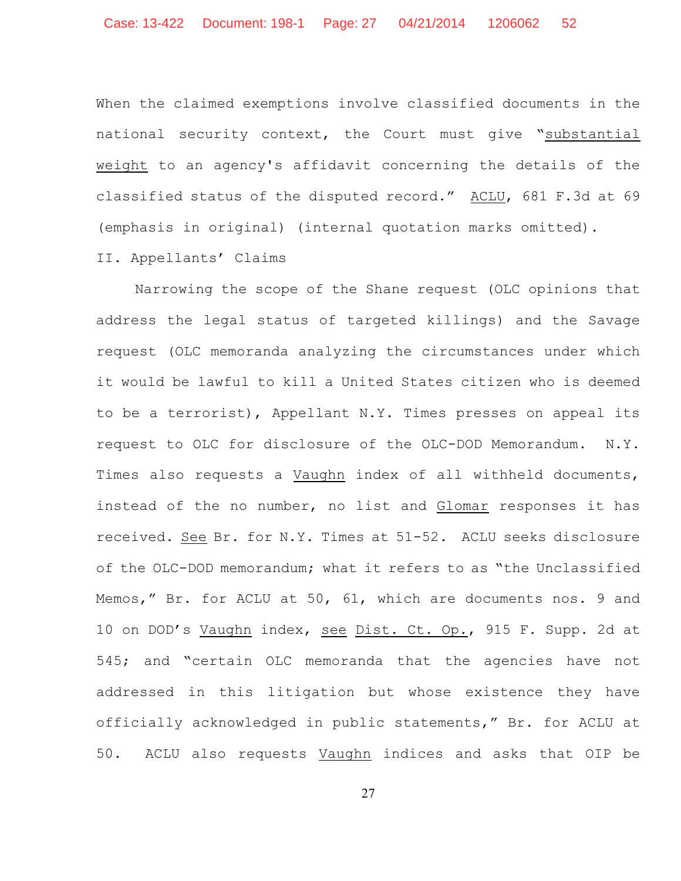When the claimed exemptions involve classified documents in the national security context, the Court must give "substantial weight to an agency's affidavit concerning the details of the classified status of the disputed record." ACLU, 681 F.3d at 69 (emphasis in original) (internal quotation marks omitted).

II. Appellants' Claims

Narrowing the scope of the Shane request (OLC opinions that address the legal status of targeted killings) and the Savage request (OLC memoranda analyzing the circumstances under which it would be lawful to kill a United States citizen who is deemed to be a terrorist), Appellant N.Y. Times presses on appeal its request to OLC for disclosure of the OLC-DOD Memorandum. N.Y. Times also requests a Vaughn index of all withheld documents, instead of the no number, no list and Glomar responses it has received. See Br. for N.Y. Times at 51-52. ACLU seeks disclosure of the OLC-DOD memorandum; what it refers to as "the Unclassified Memos," Br. for ACLU at 50, 61, which are documents nos. 9 and 10 on DOD's Vaughn index, see Dist. Ct. Op., 915 F. Supp. 2d at 545; and "certain OLC memoranda that the agencies have not addressed in this litigation but whose existence they have officially acknowledged in public statements," Br. for ACLU at 50. ACLU also requests Vaughn indices and asks that OIP be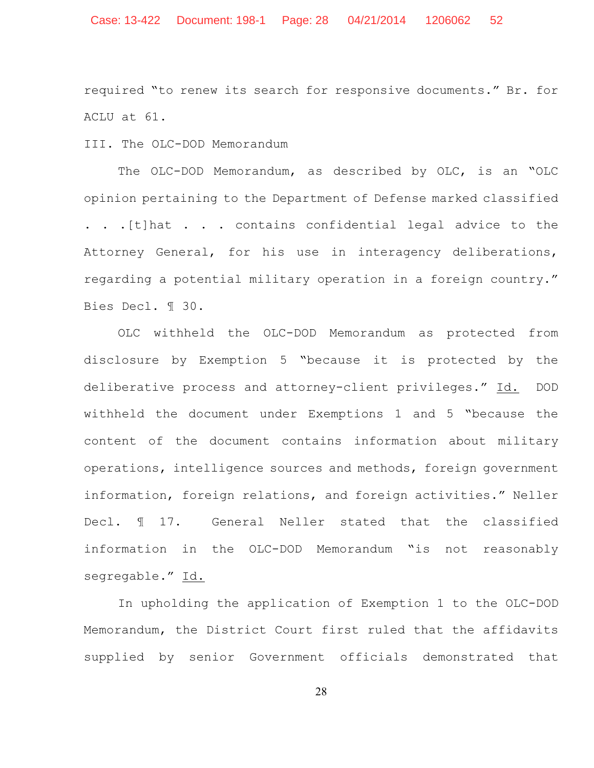required "to renew its search for responsive documents." Br. for ACLU at 61.

## III. The OLC-DOD Memorandum

The OLC-DOD Memorandum, as described by OLC, is an "OLC opinion pertaining to the Department of Defense marked classified . . . [t]hat . . . contains confidential legal advice to the Attorney General, for his use in interagency deliberations, regarding a potential military operation in a foreign country." Bies Decl. ¶ 30.

OLC withheld the OLC-DOD Memorandum as protected from disclosure by Exemption 5 "because it is protected by the deliberative process and attorney-client privileges." Id. DOD withheld the document under Exemptions 1 and 5 "because the content of the document contains information about military operations, intelligence sources and methods, foreign government information, foreign relations, and foreign activities." Neller Decl. ¶ 17. General Neller stated that the classified information in the OLC-DOD Memorandum "is not reasonably segregable." Id.

In upholding the application of Exemption 1 to the OLC-DOD Memorandum, the District Court first ruled that the affidavits supplied by senior Government officials demonstrated that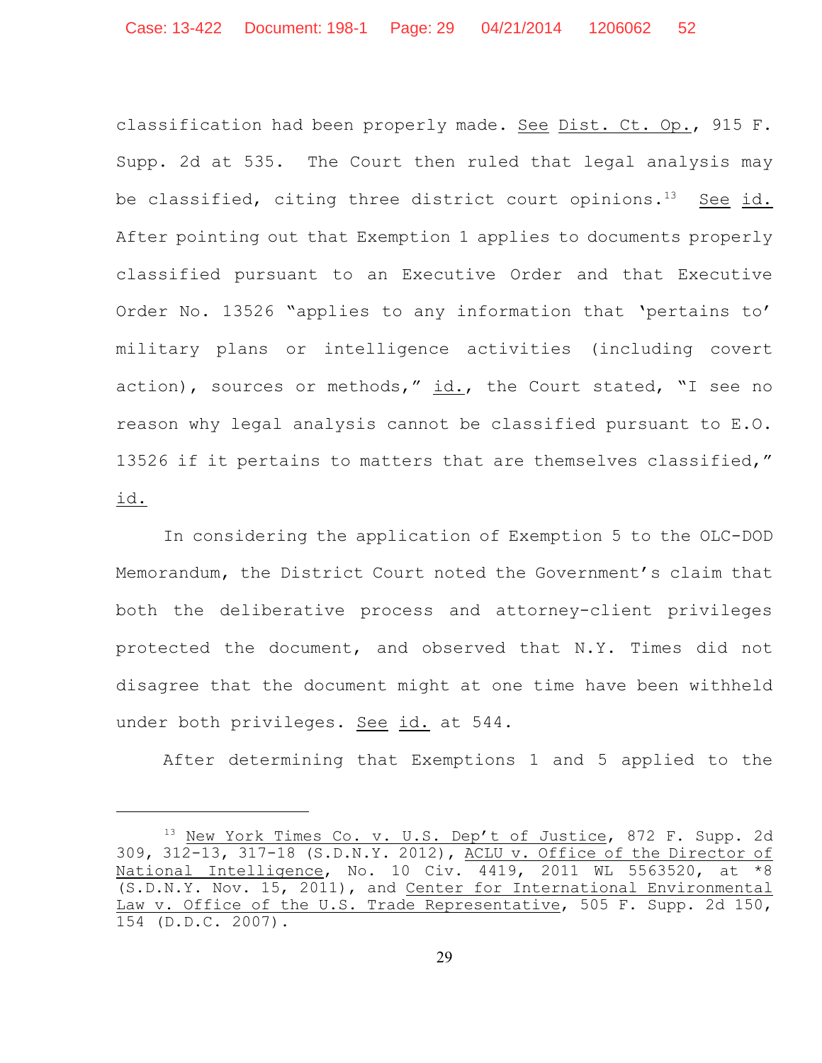classification had been properly made. See Dist. Ct. Op., 915 F. Supp. 2d at 535. The Court then ruled that legal analysis may be classified, citing three district court opinions.[13] See id. After pointing out that Exemption 1 applies to documents properly classified pursuant to an Executive Order and that Executive Order No. 13526 "applies to any information that 'pertains to' military plans or intelligence activities (including covert action), sources or methods," id., the Court stated, "I see no reason why legal analysis cannot be classified pursuant to E.O. 13526 if it pertains to matters that are themselves classified," id.

In considering the application of Exemption 5 to the OLC-DOD Memorandum, the District Court noted the Government's claim that both the deliberative process and attorney-client privileges protected the document, and observed that N.Y. Times did not disagree that the document might at one time have been withheld under both privileges. See id. at 544.

After determining that Exemptions 1 and 5 applied to the

---

[13] New York Times Co. v. U.S. Dep't of Justice, 872 F. Supp. 2d 309, 312-13, 317-18 (S.D.N.Y. 2012), ACLU v. Office of the Director of National Intelligence, No. 10 Civ. 4419, 2011 WL 5563520, at *8 (S.D.N.Y. Nov. 15, 2011), and Center for International Environmental Law v. Office of the U.S. Trade Representative, 505 F. Supp. 2d 150, 154 (D.D.C. 2007).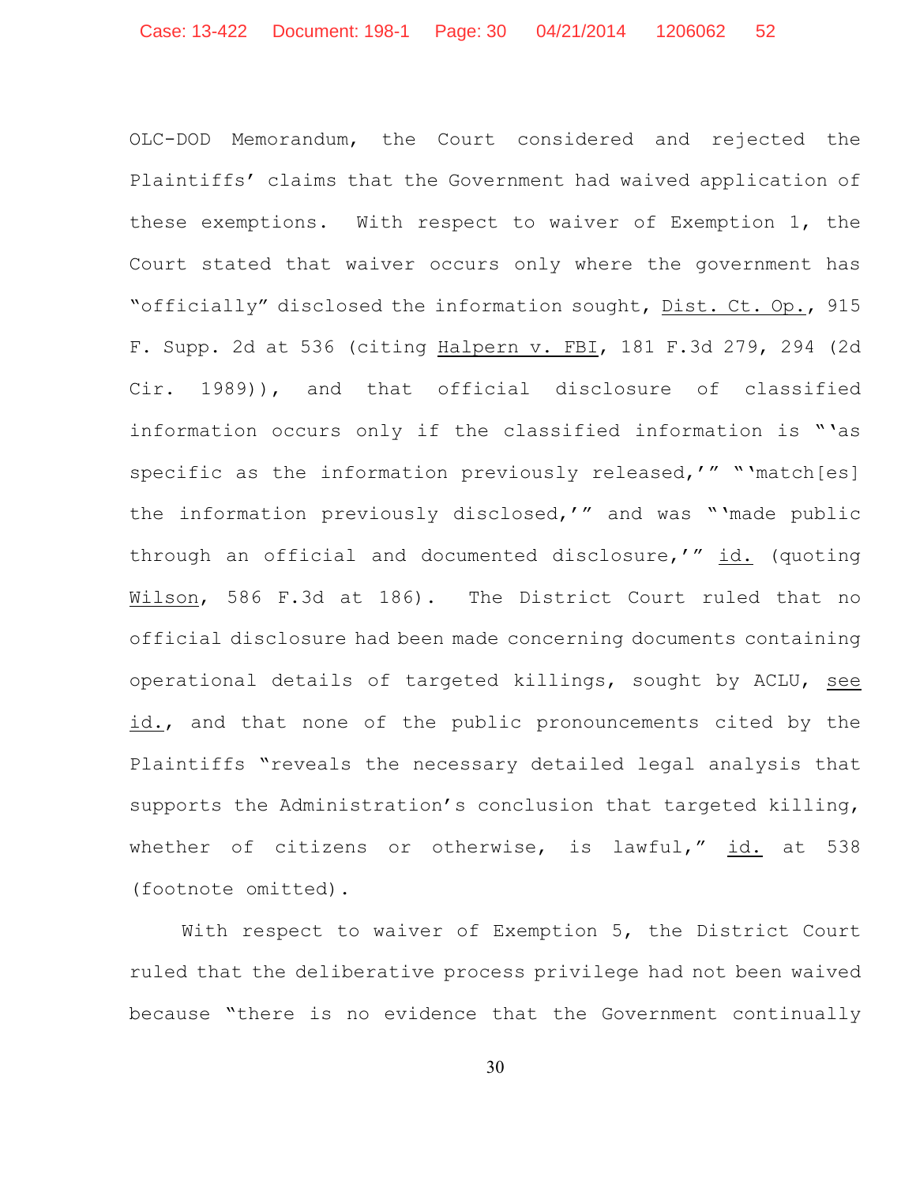OLC-DOD Memorandum, the Court considered and rejected the Plaintiffs' claims that the Government had waived application of these exemptions. With respect to waiver of Exemption 1, the Court stated that waiver occurs only where the government has "officially" disclosed the information sought, Dist. Ct. Op., 915 F. Supp. 2d at 536 (citing Halpern v. FBI, 181 F.3d 279, 294 (2d Cir. 1989)), and that official disclosure of classified information occurs only if the classified information is "'as specific as the information previously released,'" "'match[es] the information previously disclosed,'" and was "'made public through an official and documented disclosure,'" id. (quoting Wilson, 586 F.3d at 186). The District Court ruled that no official disclosure had been made concerning documents containing operational details of targeted killings, sought by ACLU, see id., and that none of the public pronouncements cited by the Plaintiffs "reveals the necessary detailed legal analysis that supports the Administration's conclusion that targeted killing, whether of citizens or otherwise, is lawful," id. at 538 (footnote omitted).

With respect to waiver of Exemption 5, the District Court ruled that the deliberative process privilege had not been waived because "there is no evidence that the Government continually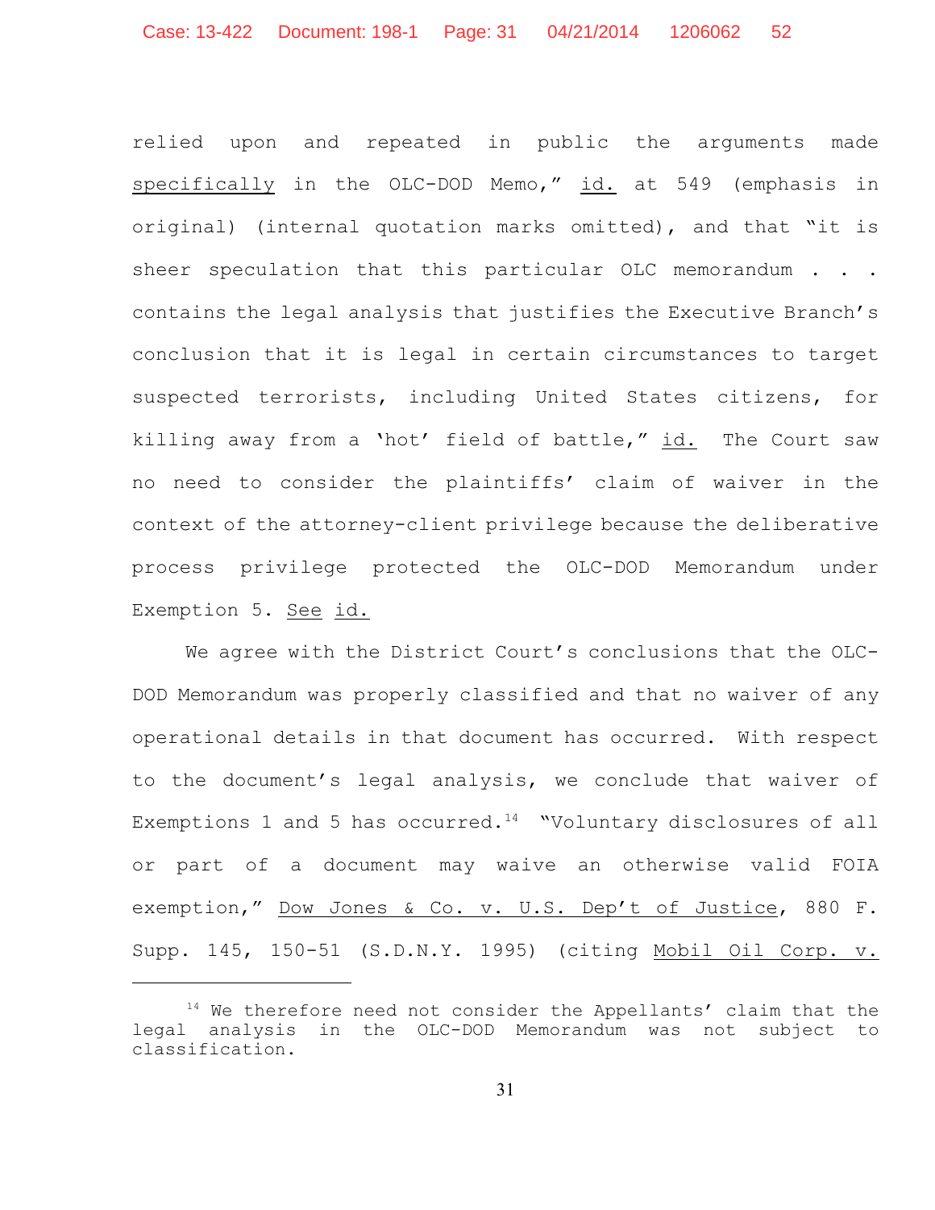relied upon and repeated in public the arguments made <u>specifically</u> in the OLC-DOD Memo," <u>id.</u> at 549 (emphasis in original) (internal quotation marks omitted), and that "it is sheer speculation that this particular OLC memorandum . . . contains the legal analysis that justifies the Executive Branch's conclusion that it is legal in certain circumstances to target suspected terrorists, including United States citizens, for killing away from a 'hot' field of battle," <u>id.</u> The Court saw no need to consider the plaintiffs' claim of waiver in the context of the attorney-client privilege because the deliberative process privilege protected the OLC-DOD Memorandum under Exemption 5. <u>See</u> <u>id.</u>

We agree with the District Court's conclusions that the OLC-DOD Memorandum was properly classified and that no waiver of any operational details in that document has occurred. With respect to the document's legal analysis, we conclude that waiver of Exemptions 1 and 5 has occurred.[14] "Voluntary disclosures of all or part of a document may waive an otherwise valid FOIA exemption," <u>Dow Jones & Co. v. U.S. Dep't of Justice</u>, 880 F. Supp. 145, 150-51 (S.D.N.Y. 1995) (citing <u>Mobil Oil Corp. v.</u>

---

[14] We therefore need not consider the Appellants' claim that the legal analysis in the OLC-DOD Memorandum was not subject to classification.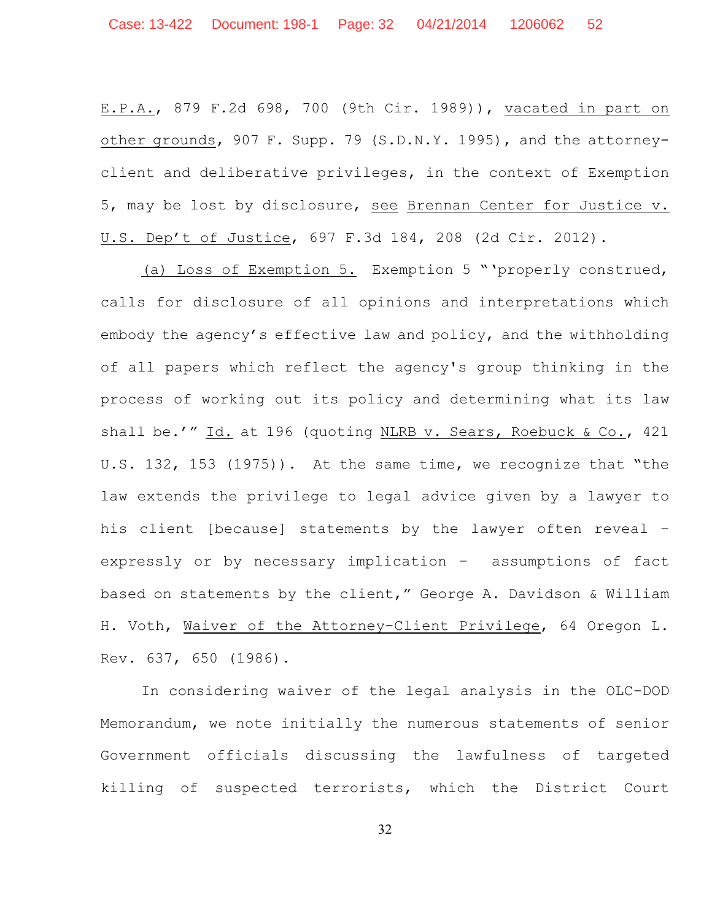E.P.A., 879 F.2d 698, 700 (9th Cir. 1989)), vacated in part on other grounds, 907 F. Supp. 79 (S.D.N.Y. 1995), and the attorney-client and deliberative privileges, in the context of Exemption 5, may be lost by disclosure, see Brennan Center for Justice v. U.S. Dep't of Justice, 697 F.3d 184, 208 (2d Cir. 2012).

(a) Loss of Exemption 5. Exemption 5 "'properly construed, calls for disclosure of all opinions and interpretations which embody the agency's effective law and policy, and the withholding of all papers which reflect the agency's group thinking in the process of working out its policy and determining what its law shall be.'" Id. at 196 (quoting NLRB v. Sears, Roebuck & Co., 421 U.S. 132, 153 (1975)). At the same time, we recognize that "the law extends the privilege to legal advice given by a lawyer to his client [because] statements by the lawyer often reveal – expressly or by necessary implication – assumptions of fact based on statements by the client," George A. Davidson & William H. Voth, Waiver of the Attorney-Client Privilege, 64 Oregon L. Rev. 637, 650 (1986).

In considering waiver of the legal analysis in the OLC-DOD Memorandum, we note initially the numerous statements of senior Government officials discussing the lawfulness of targeted killing of suspected terrorists, which the District Court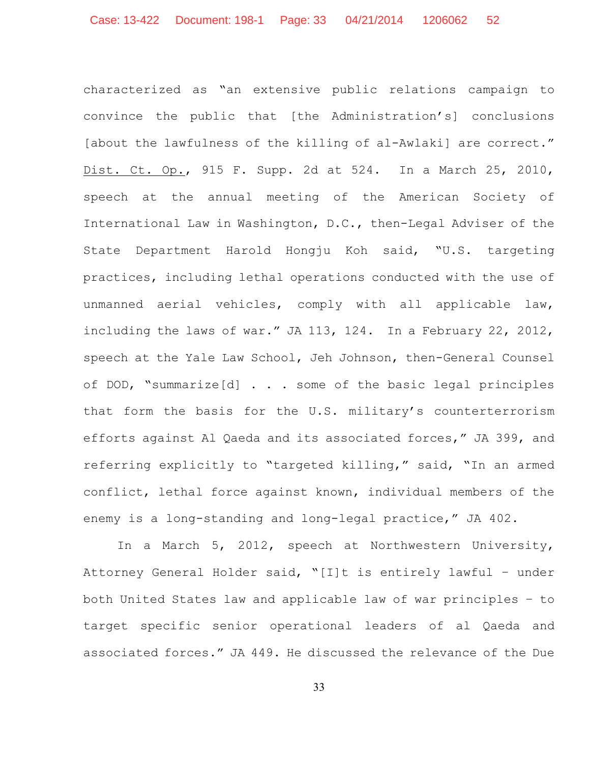characterized as "an extensive public relations campaign to convince the public that [the Administration's] conclusions [about the lawfulness of the killing of al-Awlaki] are correct." Dist. Ct. Op., 915 F. Supp. 2d at 524. In a March 25, 2010, speech at the annual meeting of the American Society of International Law in Washington, D.C., then-Legal Adviser of the State Department Harold Hongju Koh said, "U.S. targeting practices, including lethal operations conducted with the use of unmanned aerial vehicles, comply with all applicable law, including the laws of war." JA 113, 124. In a February 22, 2012, speech at the Yale Law School, Jeh Johnson, then-General Counsel of DOD, "summarize[d] . . . some of the basic legal principles that form the basis for the U.S. military's counterterrorism efforts against Al Qaeda and its associated forces," JA 399, and referring explicitly to "targeted killing," said, "In an armed conflict, lethal force against known, individual members of the enemy is a long-standing and long-legal practice," JA 402.

In a March 5, 2012, speech at Northwestern University, Attorney General Holder said, "[I]t is entirely lawful – under both United States law and applicable law of war principles – to target specific senior operational leaders of al Qaeda and associated forces." JA 449. He discussed the relevance of the Due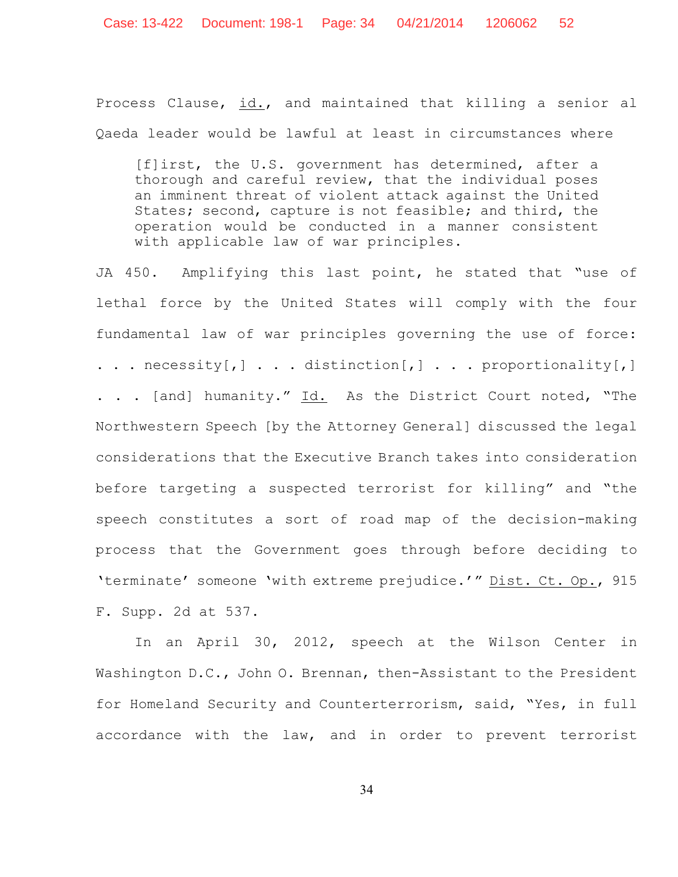Process Clause, id., and maintained that killing a senior al Qaeda leader would be lawful at least in circumstances where

> [f]irst, the U.S. government has determined, after a thorough and careful review, that the individual poses an imminent threat of violent attack against the United States; second, capture is not feasible; and third, the operation would be conducted in a manner consistent with applicable law of war principles.

JA 450. Amplifying this last point, he stated that "use of lethal force by the United States will comply with the four fundamental law of war principles governing the use of force: . . . necessity[,] . . . distinction[,] . . . proportionality[,] . . . [and] humanity." Id. As the District Court noted, "The Northwestern Speech [by the Attorney General] discussed the legal considerations that the Executive Branch takes into consideration before targeting a suspected terrorist for killing" and "the speech constitutes a sort of road map of the decision-making process that the Government goes through before deciding to 'terminate' someone 'with extreme prejudice.'" Dist. Ct. Op., 915 F. Supp. 2d at 537.

In an April 30, 2012, speech at the Wilson Center in Washington D.C., John O. Brennan, then-Assistant to the President for Homeland Security and Counterterrorism, said, "Yes, in full accordance with the law, and in order to prevent terrorist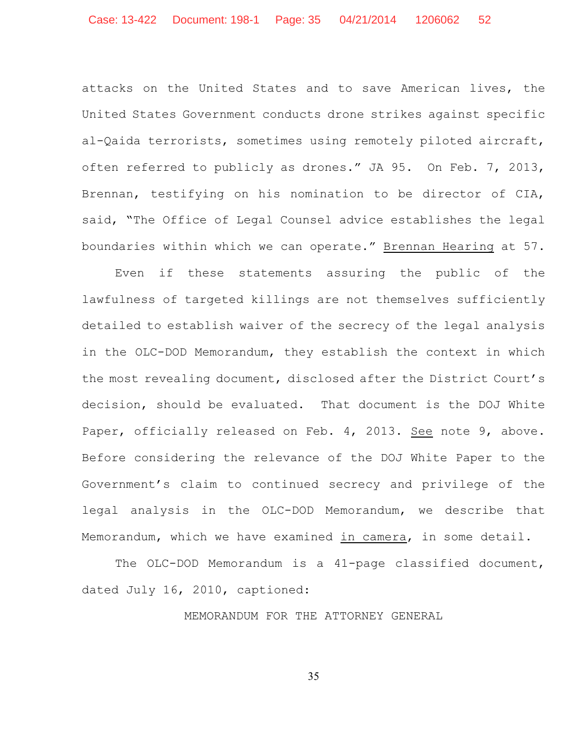attacks on the United States and to save American lives, the United States Government conducts drone strikes against specific al-Qaida terrorists, sometimes using remotely piloted aircraft, often referred to publicly as drones." JA 95. On Feb. 7, 2013, Brennan, testifying on his nomination to be director of CIA, said, "The Office of Legal Counsel advice establishes the legal boundaries within which we can operate." Brennan Hearing at 57.

Even if these statements assuring the public of the lawfulness of targeted killings are not themselves sufficiently detailed to establish waiver of the secrecy of the legal analysis in the OLC-DOD Memorandum, they establish the context in which the most revealing document, disclosed after the District Court's decision, should be evaluated. That document is the DOJ White Paper, officially released on Feb. 4, 2013. See note 9, above. Before considering the relevance of the DOJ White Paper to the Government's claim to continued secrecy and privilege of the legal analysis in the OLC-DOD Memorandum, we describe that Memorandum, which we have examined in camera, in some detail.

The OLC-DOD Memorandum is a 41-page classified document, dated July 16, 2010, captioned:

MEMORANDUM FOR THE ATTORNEY GENERAL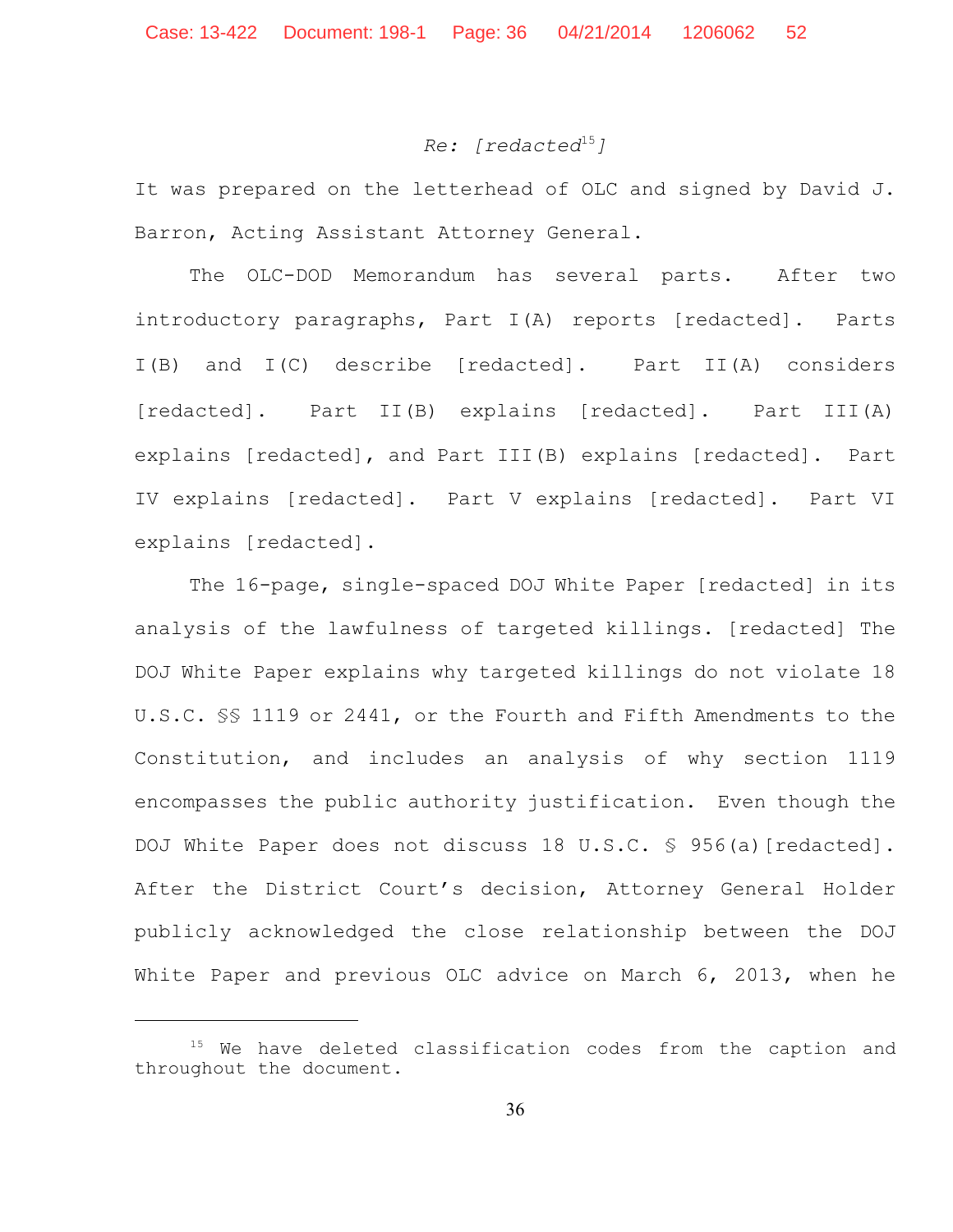*Re: [redacted[15]]*

It was prepared on the letterhead of OLC and signed by David J. Barron, Acting Assistant Attorney General.

The OLC-DOD Memorandum has several parts. After two introductory paragraphs, Part I(A) reports [redacted]. Parts I(B) and I(C) describe [redacted]. Part II(A) considers [redacted]. Part II(B) explains [redacted]. Part III(A) explains [redacted], and Part III(B) explains [redacted]. Part IV explains [redacted]. Part V explains [redacted]. Part VI explains [redacted].

The 16-page, single-spaced DOJ White Paper [redacted] in its analysis of the lawfulness of targeted killings. [redacted] The DOJ White Paper explains why targeted killings do not violate 18 U.S.C. §§ 1119 or 2441, or the Fourth and Fifth Amendments to the Constitution, and includes an analysis of why section 1119 encompasses the public authority justification. Even though the DOJ White Paper does not discuss 18 U.S.C. § 956(a)[redacted]. After the District Court's decision, Attorney General Holder publicly acknowledged the close relationship between the DOJ White Paper and previous OLC advice on March 6, 2013, when he

---

[15] We have deleted classification codes from the caption and throughout the document.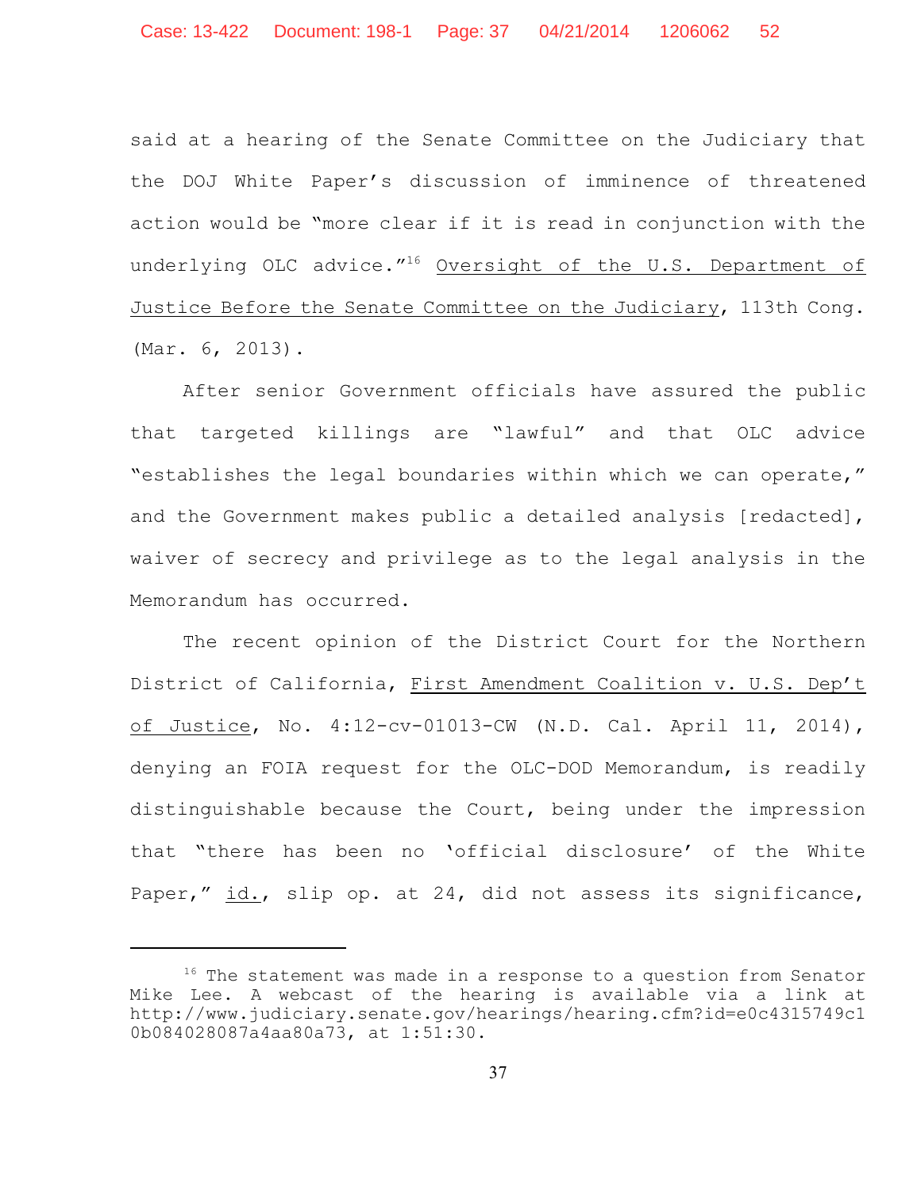said at a hearing of the Senate Committee on the Judiciary that the DOJ White Paper's discussion of imminence of threatened action would be "more clear if it is read in conjunction with the underlying OLC advice."[16] Oversight of the U.S. Department of Justice Before the Senate Committee on the Judiciary, 113th Cong. (Mar. 6, 2013).

After senior Government officials have assured the public that targeted killings are "lawful" and that OLC advice "establishes the legal boundaries within which we can operate," and the Government makes public a detailed analysis [redacted], waiver of secrecy and privilege as to the legal analysis in the Memorandum has occurred.

The recent opinion of the District Court for the Northern District of California, First Amendment Coalition v. U.S. Dep't of Justice, No. 4:12-cv-01013-CW (N.D. Cal. April 11, 2014), denying an FOIA request for the OLC-DOD Memorandum, is readily distinguishable because the Court, being under the impression that "there has been no 'official disclosure' of the White Paper," id., slip op. at 24, did not assess its significance,

---

[16] The statement was made in a response to a question from Senator Mike Lee. A webcast of the hearing is available via a link at http://www.judiciary.senate.gov/hearings/hearing.cfm?id=e0c4315749c10b084028087a4aa80a73, at 1:51:30.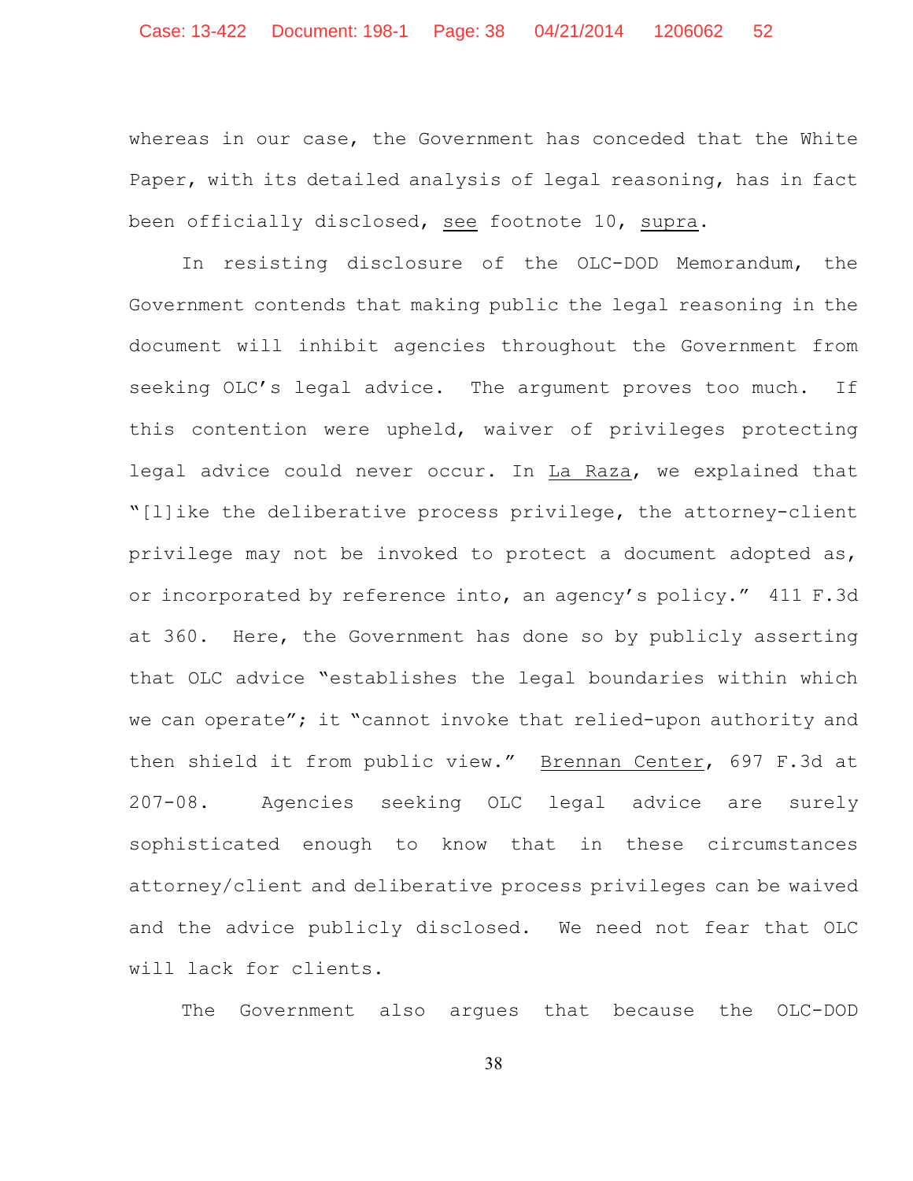whereas in our case, the Government has conceded that the White Paper, with its detailed analysis of legal reasoning, has in fact been officially disclosed, see footnote 10, supra.

In resisting disclosure of the OLC-DOD Memorandum, the Government contends that making public the legal reasoning in the document will inhibit agencies throughout the Government from seeking OLC's legal advice. The argument proves too much. If this contention were upheld, waiver of privileges protecting legal advice could never occur. In La Raza, we explained that "[l]ike the deliberative process privilege, the attorney-client privilege may not be invoked to protect a document adopted as, or incorporated by reference into, an agency's policy." 411 F.3d at 360. Here, the Government has done so by publicly asserting that OLC advice "establishes the legal boundaries within which we can operate"; it "cannot invoke that relied-upon authority and then shield it from public view." Brennan Center, 697 F.3d at 207-08. Agencies seeking OLC legal advice are surely sophisticated enough to know that in these circumstances attorney/client and deliberative process privileges can be waived and the advice publicly disclosed. We need not fear that OLC will lack for clients.

The Government also argues that because the OLC-DOD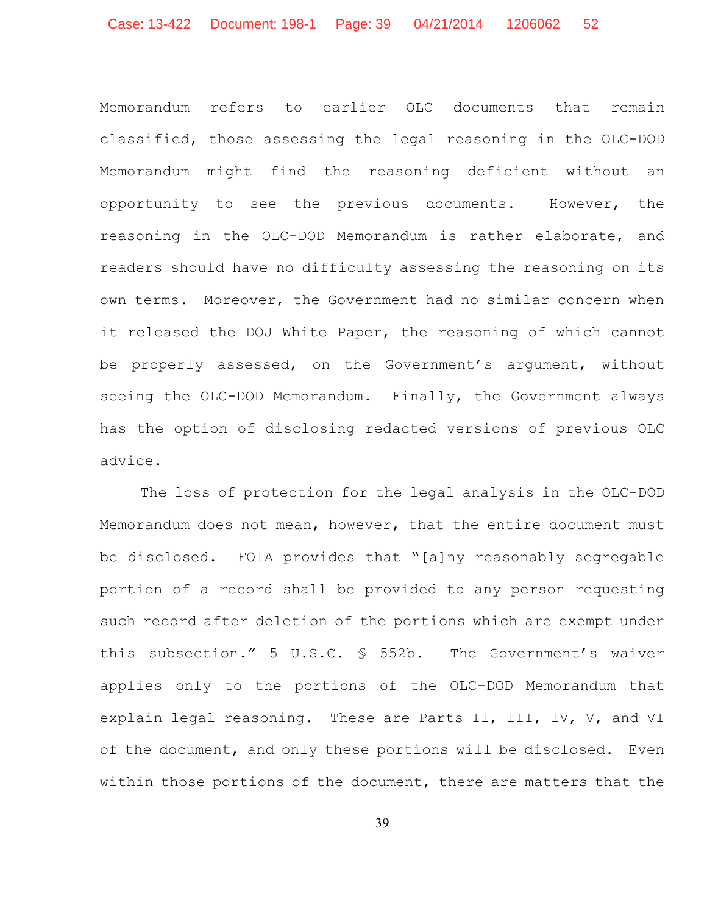Memorandum refers to earlier OLC documents that remain classified, those assessing the legal reasoning in the OLC-DOD Memorandum might find the reasoning deficient without an opportunity to see the previous documents. However, the reasoning in the OLC-DOD Memorandum is rather elaborate, and readers should have no difficulty assessing the reasoning on its own terms. Moreover, the Government had no similar concern when it released the DOJ White Paper, the reasoning of which cannot be properly assessed, on the Government's argument, without seeing the OLC-DOD Memorandum. Finally, the Government always has the option of disclosing redacted versions of previous OLC advice.

The loss of protection for the legal analysis in the OLC-DOD Memorandum does not mean, however, that the entire document must be disclosed. FOIA provides that "[a]ny reasonably segregable portion of a record shall be provided to any person requesting such record after deletion of the portions which are exempt under this subsection." 5 U.S.C. § 552b. The Government's waiver applies only to the portions of the OLC-DOD Memorandum that explain legal reasoning. These are Parts II, III, IV, V, and VI of the document, and only these portions will be disclosed. Even within those portions of the document, there are matters that the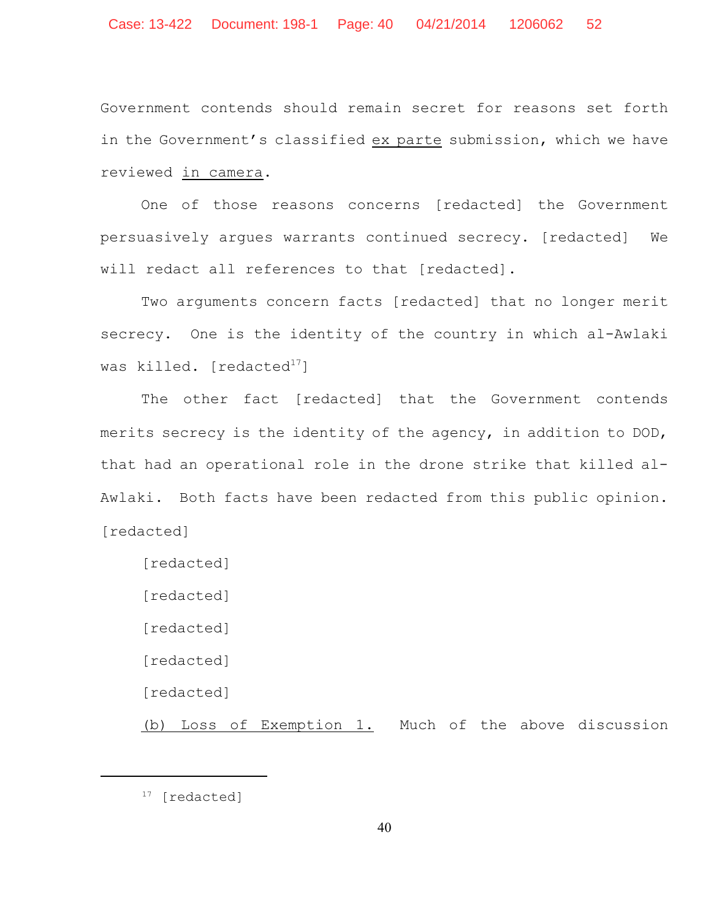Government contends should remain secret for reasons set forth in the Government's classified _ex parte_ submission, which we have reviewed _in camera_.

One of those reasons concerns [redacted] the Government persuasively argues warrants continued secrecy. [redacted] We will redact all references to that [redacted].

Two arguments concern facts [redacted] that no longer merit secrecy. One is the identity of the country in which al-Awlaki was killed. [redacted[17]]

The other fact [redacted] that the Government contends merits secrecy is the identity of the agency, in addition to DOD, that had an operational role in the drone strike that killed al-Awlaki. Both facts have been redacted from this public opinion. [redacted]

[redacted]

[redacted]

[redacted]

[redacted]

[redacted]

<u>(b) Loss of Exemption 1.</u> Much of the above discussion

---

[17] [redacted]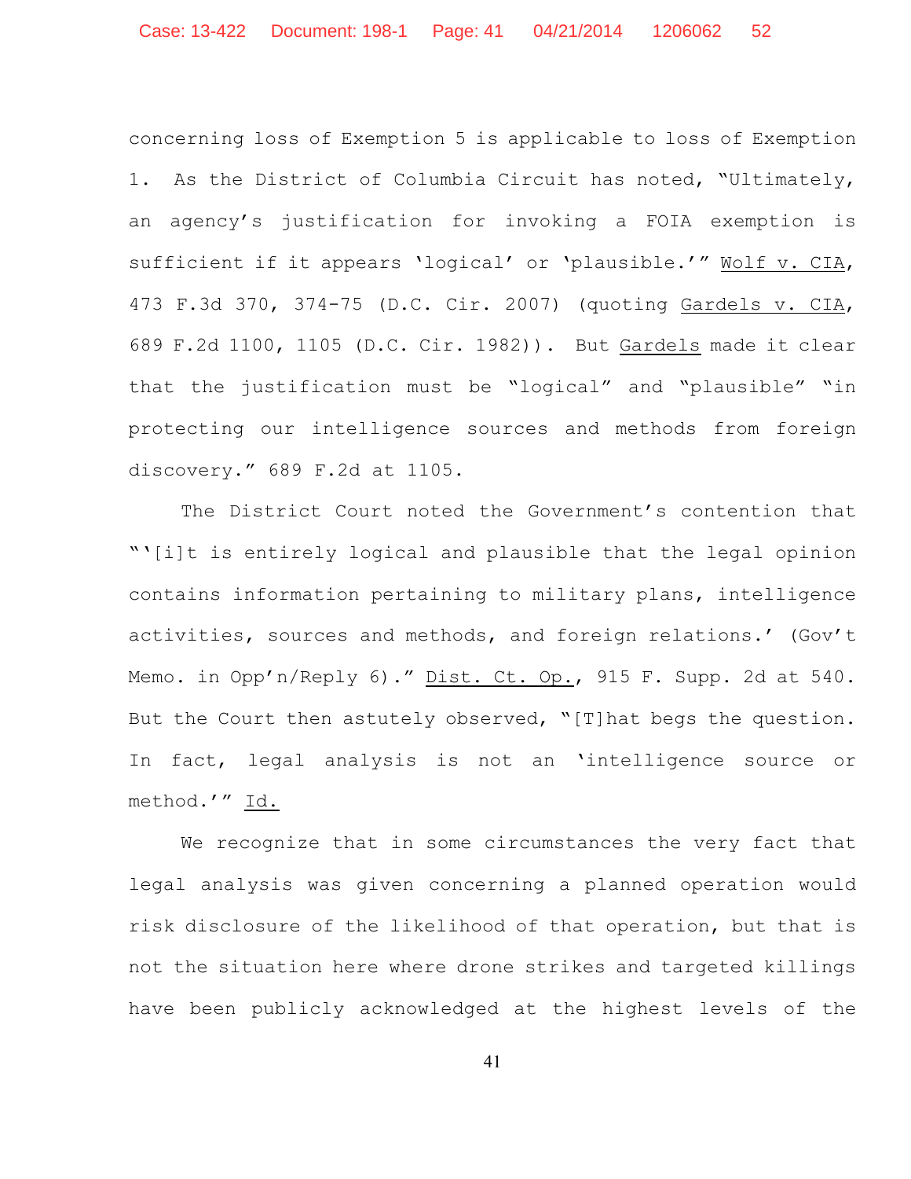concerning loss of Exemption 5 is applicable to loss of Exemption 1. As the District of Columbia Circuit has noted, "Ultimately, an agency's justification for invoking a FOIA exemption is sufficient if it appears 'logical' or 'plausible.'" Wolf v. CIA, 473 F.3d 370, 374-75 (D.C. Cir. 2007) (quoting Gardels v. CIA, 689 F.2d 1100, 1105 (D.C. Cir. 1982)). But Gardels made it clear that the justification must be "logical" and "plausible" "in protecting our intelligence sources and methods from foreign discovery." 689 F.2d at 1105.

The District Court noted the Government's contention that "'[i]t is entirely logical and plausible that the legal opinion contains information pertaining to military plans, intelligence activities, sources and methods, and foreign relations.' (Gov't Memo. in Opp'n/Reply 6)." Dist. Ct. Op., 915 F. Supp. 2d at 540. But the Court then astutely observed, "[T]hat begs the question. In fact, legal analysis is not an 'intelligence source or method.'" Id.

We recognize that in some circumstances the very fact that legal analysis was given concerning a planned operation would risk disclosure of the likelihood of that operation, but that is not the situation here where drone strikes and targeted killings have been publicly acknowledged at the highest levels of the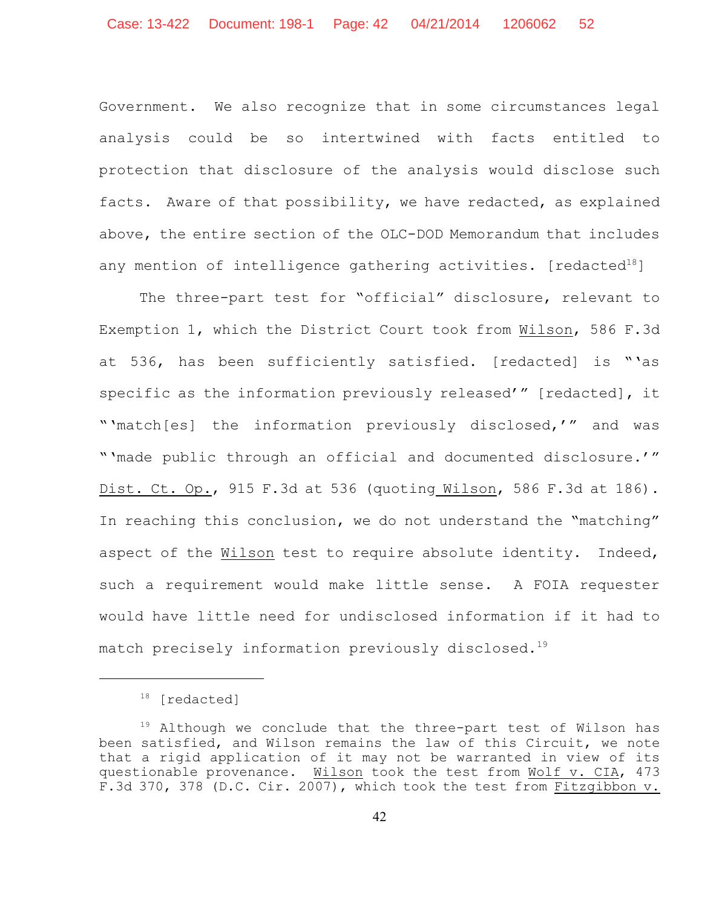Government. We also recognize that in some circumstances legal analysis could be so intertwined with facts entitled to protection that disclosure of the analysis would disclose such facts. Aware of that possibility, we have redacted, as explained above, the entire section of the OLC-DOD Memorandum that includes any mention of intelligence gathering activities. [redacted[18]]

The three-part test for "official" disclosure, relevant to Exemption 1, which the District Court took from Wilson, 586 F.3d at 536, has been sufficiently satisfied. [redacted] is "'as specific as the information previously released'" [redacted], it "'match[es] the information previously disclosed,'" and was "'made public through an official and documented disclosure.'" Dist. Ct. Op., 915 F.3d at 536 (quoting Wilson, 586 F.3d at 186). In reaching this conclusion, we do not understand the "matching" aspect of the Wilson test to require absolute identity. Indeed, such a requirement would make little sense. A FOIA requester would have little need for undisclosed information if it had to match precisely information previously disclosed.[19]

---

[18] [redacted]

[19] Although we conclude that the three-part test of Wilson has been satisfied, and Wilson remains the law of this Circuit, we note that a rigid application of it may not be warranted in view of its questionable provenance. Wilson took the test from Wolf v. CIA, 473 F.3d 370, 378 (D.C. Cir. 2007), which took the test from Fitzgibbon v.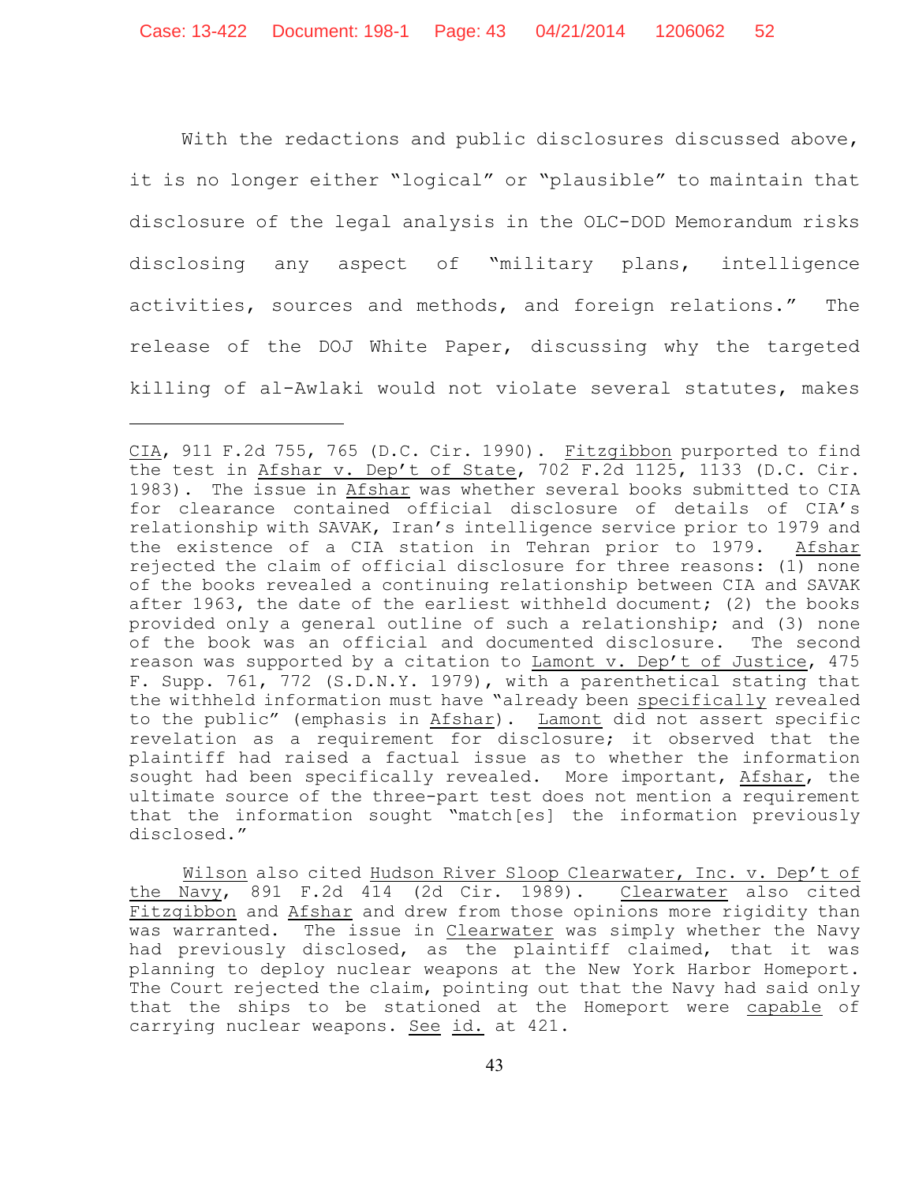With the redactions and public disclosures discussed above, it is no longer either "logical" or "plausible" to maintain that disclosure of the legal analysis in the OLC-DOD Memorandum risks disclosing any aspect of "military plans, intelligence activities, sources and methods, and foreign relations." The release of the DOJ White Paper, discussing why the targeted killing of al-Awlaki would not violate several statutes, makes

---

CIA, 911 F.2d 755, 765 (D.C. Cir. 1990). Fitzgibbon purported to find the test in Afshar v. Dep't of State, 702 F.2d 1125, 1133 (D.C. Cir. 1983). The issue in Afshar was whether several books submitted to CIA for clearance contained official disclosure of details of CIA's relationship with SAVAK, Iran's intelligence service prior to 1979 and the existence of a CIA station in Tehran prior to 1979. Afshar rejected the claim of official disclosure for three reasons: (1) none of the books revealed a continuing relationship between CIA and SAVAK after 1963, the date of the earliest withheld document; (2) the books provided only a general outline of such a relationship; and (3) none of the book was an official and documented disclosure. The second reason was supported by a citation to Lamont v. Dep't of Justice, 475 F. Supp. 761, 772 (S.D.N.Y. 1979), with a parenthetical stating that the withheld information must have "already been specifically revealed to the public" (emphasis in Afshar). Lamont did not assert specific revelation as a requirement for disclosure; it observed that the plaintiff had raised a factual issue as to whether the information sought had been specifically revealed. More important, Afshar, the ultimate source of the three-part test does not mention a requirement that the information sought "match[es] the information previously disclosed."

Wilson also cited Hudson River Sloop Clearwater, Inc. v. Dep't of the Navy, 891 F.2d 414 (2d Cir. 1989). Clearwater also cited Fitzgibbon and Afshar and drew from those opinions more rigidity than was warranted. The issue in Clearwater was simply whether the Navy had previously disclosed, as the plaintiff claimed, that it was planning to deploy nuclear weapons at the New York Harbor Homeport. The Court rejected the claim, pointing out that the Navy had said only that the ships to be stationed at the Homeport were capable of carrying nuclear weapons. See id. at 421.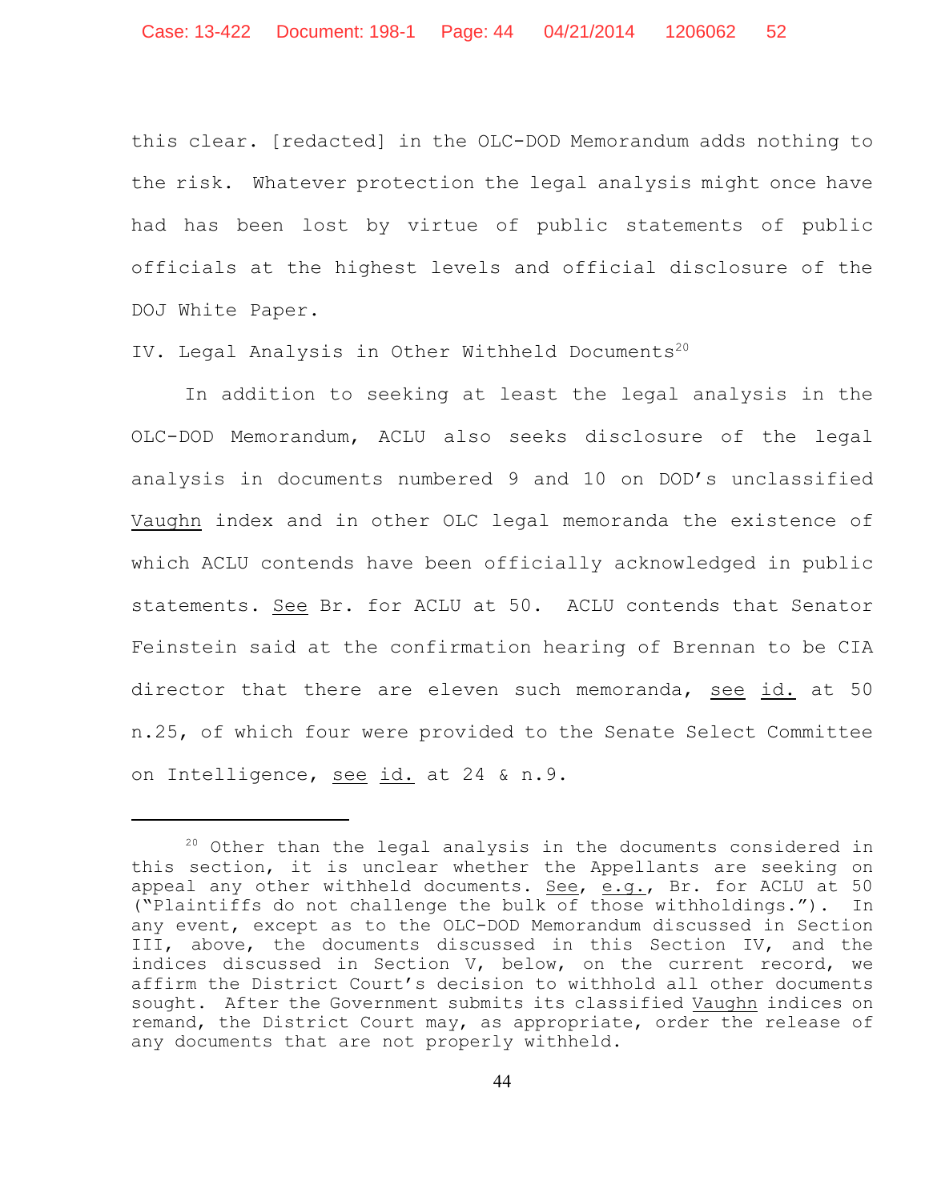this clear. [redacted] in the OLC-DOD Memorandum adds nothing to the risk. Whatever protection the legal analysis might once have had has been lost by virtue of public statements of public officials at the highest levels and official disclosure of the DOJ White Paper.

## IV. Legal Analysis in Other Withheld Documents[20]

In addition to seeking at least the legal analysis in the OLC-DOD Memorandum, ACLU also seeks disclosure of the legal analysis in documents numbered 9 and 10 on DOD's unclassified Vaughn index and in other OLC legal memoranda the existence of which ACLU contends have been officially acknowledged in public statements. See Br. for ACLU at 50. ACLU contends that Senator Feinstein said at the confirmation hearing of Brennan to be CIA director that there are eleven such memoranda, see id. at 50 n.25, of which four were provided to the Senate Select Committee on Intelligence, see id. at 24 & n.9.

---

[20] Other than the legal analysis in the documents considered in this section, it is unclear whether the Appellants are seeking on appeal any other withheld documents. See, e.g., Br. for ACLU at 50 ("Plaintiffs do not challenge the bulk of those withholdings."). In any event, except as to the OLC-DOD Memorandum discussed in Section III, above, the documents discussed in this Section IV, and the indices discussed in Section V, below, on the current record, we affirm the District Court's decision to withhold all other documents sought. After the Government submits its classified Vaughn indices on remand, the District Court may, as appropriate, order the release of any documents that are not properly withheld.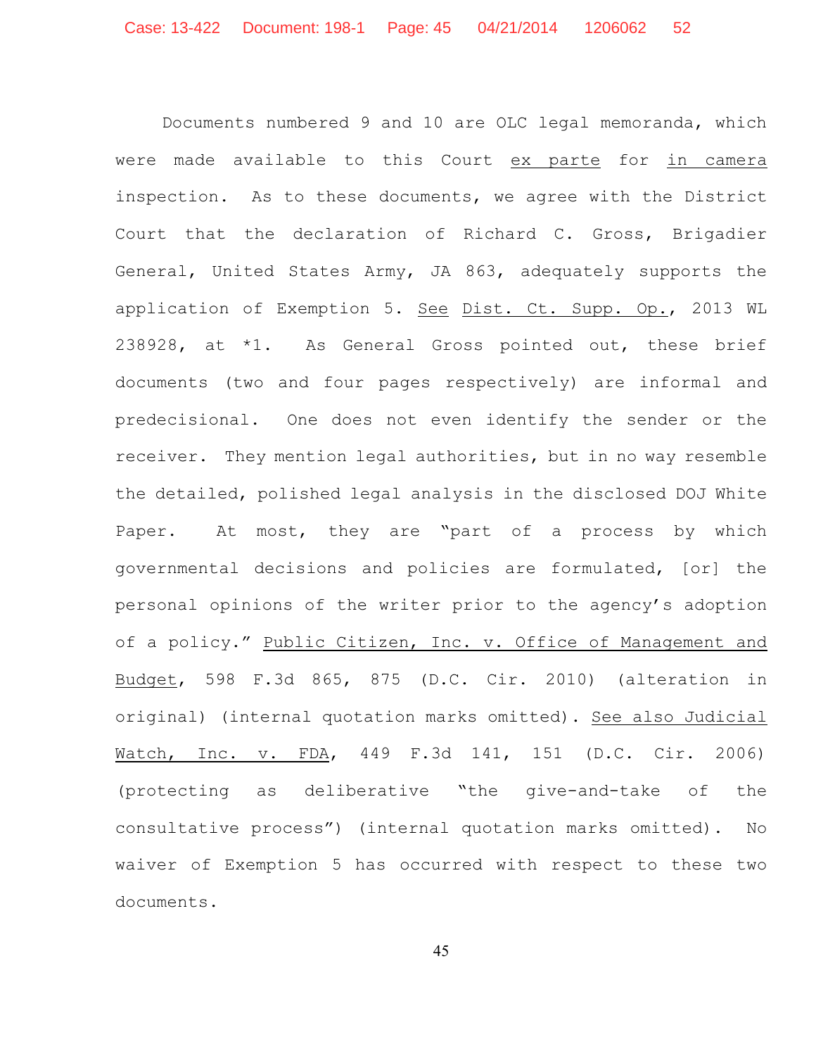Documents numbered 9 and 10 are OLC legal memoranda, which were made available to this Court _ex parte_ for _in camera_ inspection. As to these documents, we agree with the District Court that the declaration of Richard C. Gross, Brigadier General, United States Army, JA 863, adequately supports the application of Exemption 5. _See_ _Dist. Ct. Supp. Op._, 2013 WL 238928, at *1. As General Gross pointed out, these brief documents (two and four pages respectively) are informal and predecisional. One does not even identify the sender or the receiver. They mention legal authorities, but in no way resemble the detailed, polished legal analysis in the disclosed DOJ White Paper. At most, they are "part of a process by which governmental decisions and policies are formulated, [or] the personal opinions of the writer prior to the agency's adoption of a policy." _Public Citizen, Inc. v. Office of Management and Budget_, 598 F.3d 865, 875 (D.C. Cir. 2010) (alteration in original) (internal quotation marks omitted). _See also Judicial Watch, Inc. v. FDA_, 449 F.3d 141, 151 (D.C. Cir. 2006) (protecting as deliberative "the give-and-take of the consultative process") (internal quotation marks omitted). No waiver of Exemption 5 has occurred with respect to these two documents.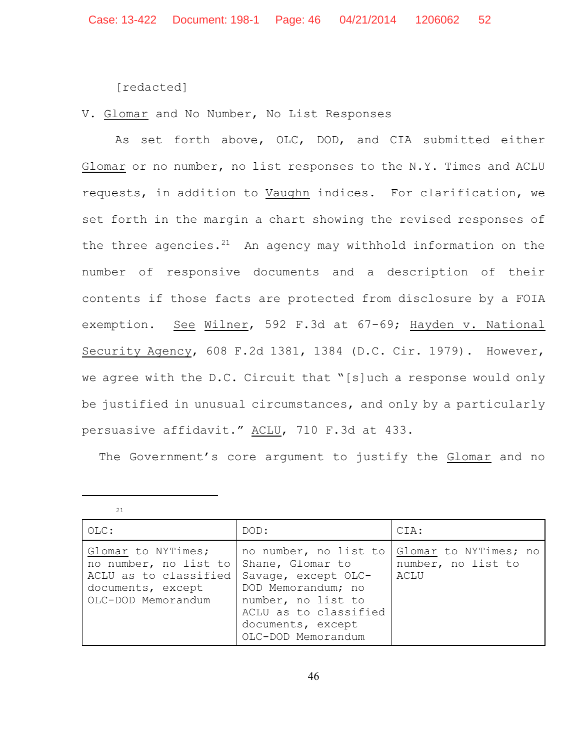[redacted]

V. Glomar and No Number, No List Responses

As set forth above, OLC, DOD, and CIA submitted either Glomar or no number, no list responses to the N.Y. Times and ACLU requests, in addition to Vaughn indices. For clarification, we set forth in the margin a chart showing the revised responses of the three agencies.[21] An agency may withhold information on the number of responsive documents and a description of their contents if those facts are protected from disclosure by a FOIA exemption. See Wilner, 592 F.3d at 67-69; Hayden v. National Security Agency, 608 F.2d 1381, 1384 (D.C. Cir. 1979). However, we agree with the D.C. Circuit that "[s]uch a response would only be justified in unusual circumstances, and only by a particularly persuasive affidavit." ACLU, 710 F.3d at 433.

The Government's core argument to justify the Glomar and no

---

[21]

| OLC: | DOD: | CIA: |
|---|---|---|
| Glomar to NYTimes; no number, no list to ACLU as to classified documents, except OLC-DOD Memorandum | no number, no list to Shane, Glomar to Savage, except OLC-DOD Memorandum; no number, no list to ACLU as to classified documents, except OLC-DOD Memorandum | Glomar to NYTimes; no number, no list to ACLU |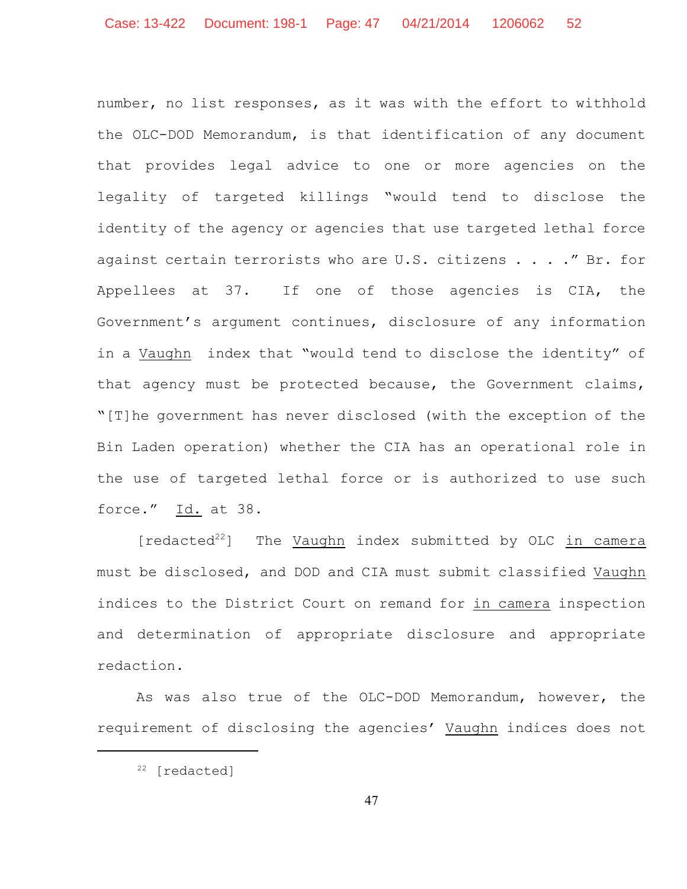number, no list responses, as it was with the effort to withhold the OLC-DOD Memorandum, is that identification of any document that provides legal advice to one or more agencies on the legality of targeted killings "would tend to disclose the identity of the agency or agencies that use targeted lethal force against certain terrorists who are U.S. citizens . . . ." Br. for Appellees at 37. If one of those agencies is CIA, the Government's argument continues, disclosure of any information in a Vaughn index that "would tend to disclose the identity" of that agency must be protected because, the Government claims, "[T]he government has never disclosed (with the exception of the Bin Laden operation) whether the CIA has an operational role in the use of targeted lethal force or is authorized to use such force." Id. at 38.

[redacted[22]] The Vaughn index submitted by OLC in camera must be disclosed, and DOD and CIA must submit classified Vaughn indices to the District Court on remand for in camera inspection and determination of appropriate disclosure and appropriate redaction.

As was also true of the OLC-DOD Memorandum, however, the requirement of disclosing the agencies' Vaughn indices does not

---

[22] [redacted]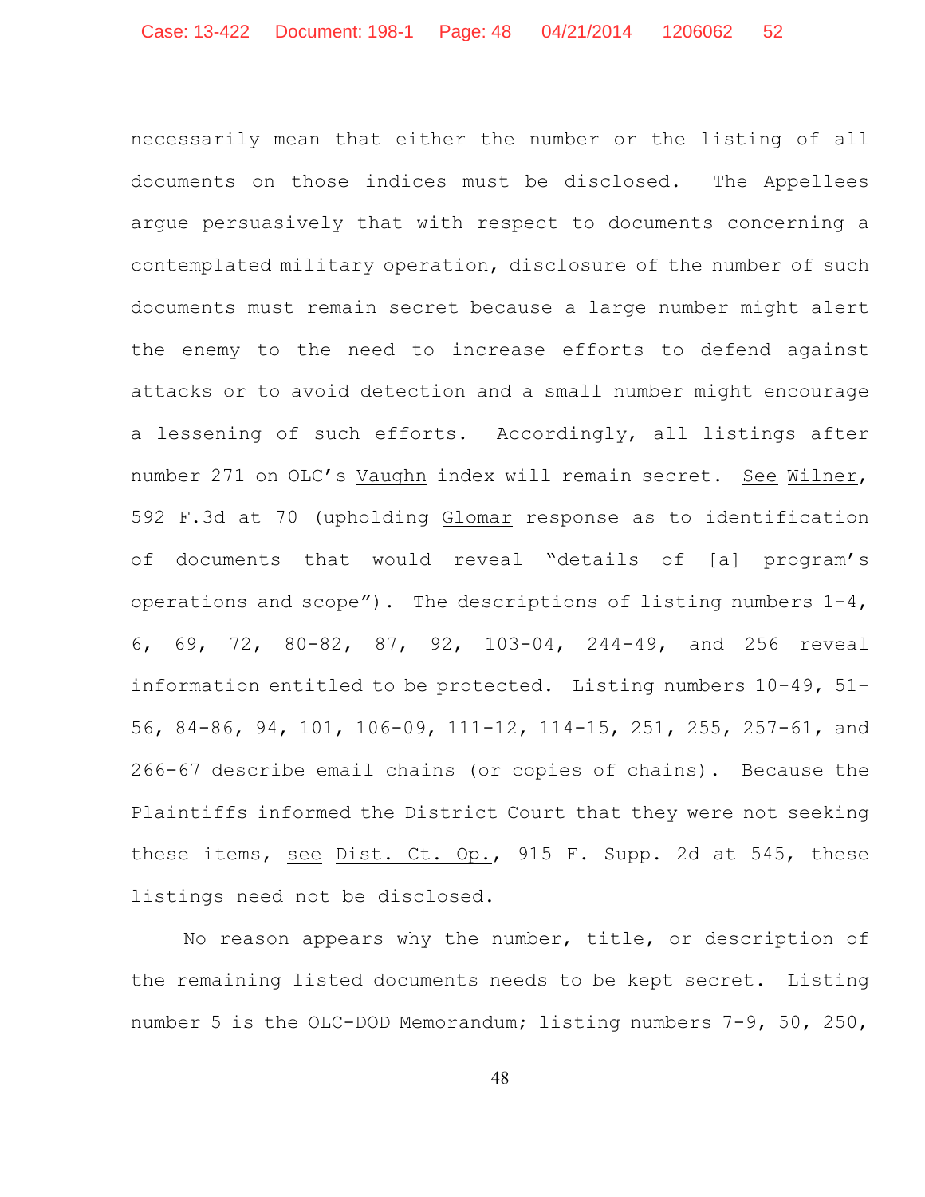necessarily mean that either the number or the listing of all documents on those indices must be disclosed. The Appellees argue persuasively that with respect to documents concerning a contemplated military operation, disclosure of the number of such documents must remain secret because a large number might alert the enemy to the need to increase efforts to defend against attacks or to avoid detection and a small number might encourage a lessening of such efforts. Accordingly, all listings after number 271 on OLC's Vaughn index will remain secret. See Wilner, 592 F.3d at 70 (upholding Glomar response as to identification of documents that would reveal "details of [a] program's operations and scope"). The descriptions of listing numbers 1-4, 6, 69, 72, 80-82, 87, 92, 103-04, 244-49, and 256 reveal information entitled to be protected. Listing numbers 10-49, 51-56, 84-86, 94, 101, 106-09, 111-12, 114-15, 251, 255, 257-61, and 266-67 describe email chains (or copies of chains). Because the Plaintiffs informed the District Court that they were not seeking these items, see Dist. Ct. Op., 915 F. Supp. 2d at 545, these listings need not be disclosed.

No reason appears why the number, title, or description of the remaining listed documents needs to be kept secret. Listing number 5 is the OLC-DOD Memorandum; listing numbers 7-9, 50, 250,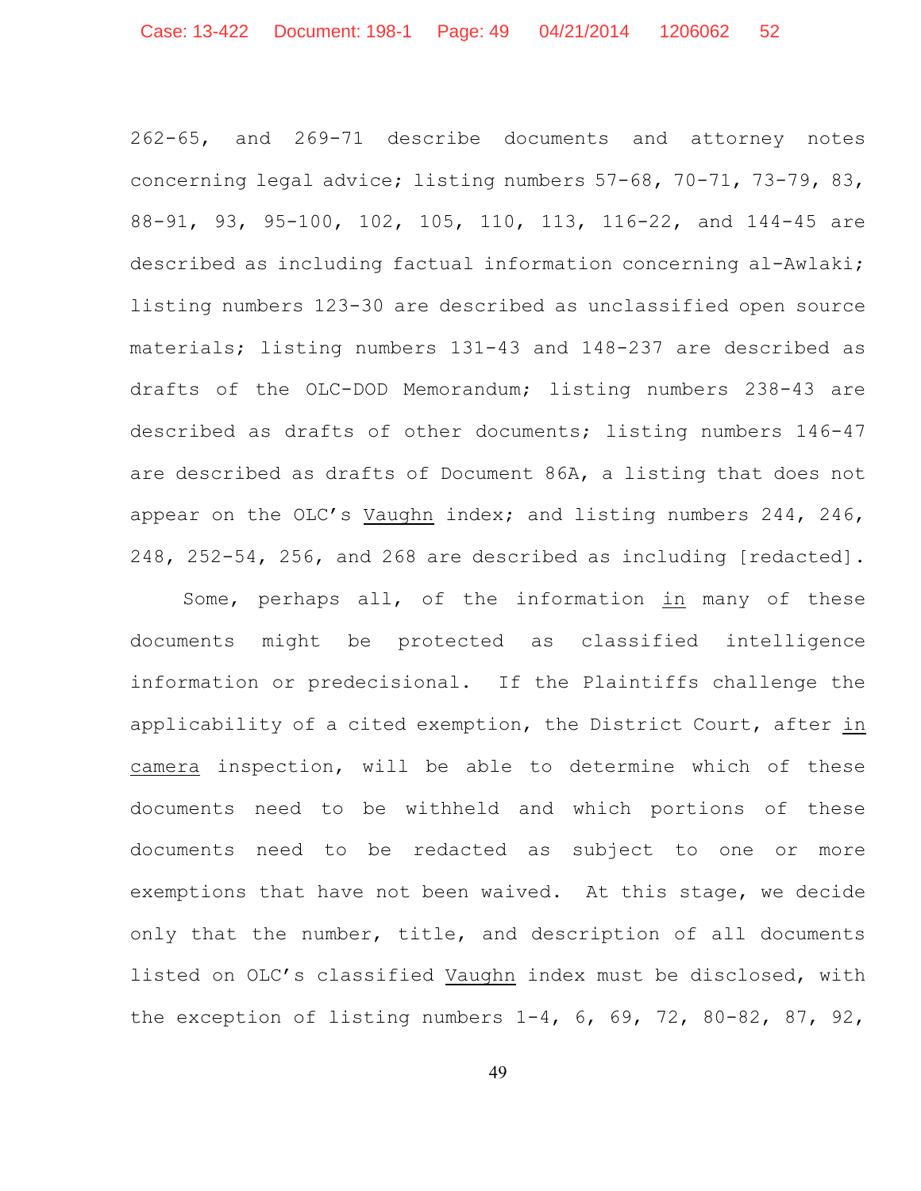262-65, and 269-71 describe documents and attorney notes concerning legal advice; listing numbers 57-68, 70-71, 73-79, 83, 88-91, 93, 95-100, 102, 105, 110, 113, 116-22, and 144-45 are described as including factual information concerning al-Awlaki; listing numbers 123-30 are described as unclassified open source materials; listing numbers 131-43 and 148-237 are described as drafts of the OLC-DOD Memorandum; listing numbers 238-43 are described as drafts of other documents; listing numbers 146-47 are described as drafts of Document 86A, a listing that does not appear on the OLC's Vaughn index; and listing numbers 244, 246, 248, 252-54, 256, and 268 are described as including [redacted].

Some, perhaps all, of the information in many of these documents might be protected as classified intelligence information or predecisional. If the Plaintiffs challenge the applicability of a cited exemption, the District Court, after in camera inspection, will be able to determine which of these documents need to be withheld and which portions of these documents need to be redacted as subject to one or more exemptions that have not been waived. At this stage, we decide only that the number, title, and description of all documents listed on OLC's classified Vaughn index must be disclosed, with the exception of listing numbers 1-4, 6, 69, 72, 80-82, 87, 92,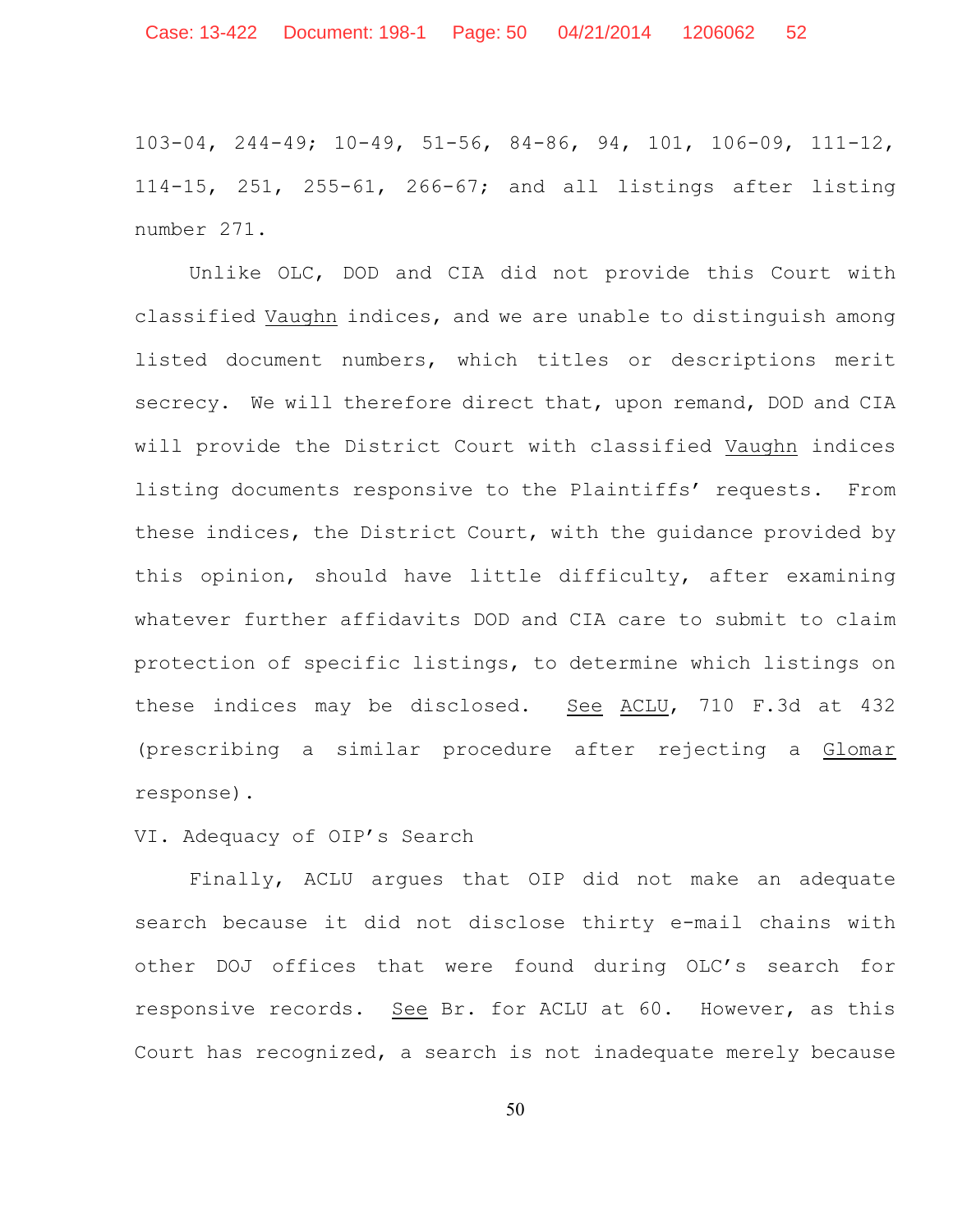103-04, 244-49; 10-49, 51-56, 84-86, 94, 101, 106-09, 111-12, 114-15, 251, 255-61, 266-67; and all listings after listing number 271.

Unlike OLC, DOD and CIA did not provide this Court with classified Vaughn indices, and we are unable to distinguish among listed document numbers, which titles or descriptions merit secrecy. We will therefore direct that, upon remand, DOD and CIA will provide the District Court with classified Vaughn indices listing documents responsive to the Plaintiffs' requests. From these indices, the District Court, with the guidance provided by this opinion, should have little difficulty, after examining whatever further affidavits DOD and CIA care to submit to claim protection of specific listings, to determine which listings on these indices may be disclosed. See ACLU, 710 F.3d at 432 (prescribing a similar procedure after rejecting a Glomar response).

## VI. Adequacy of OIP's Search

Finally, ACLU argues that OIP did not make an adequate search because it did not disclose thirty e-mail chains with other DOJ offices that were found during OLC's search for responsive records. See Br. for ACLU at 60. However, as this Court has recognized, a search is not inadequate merely because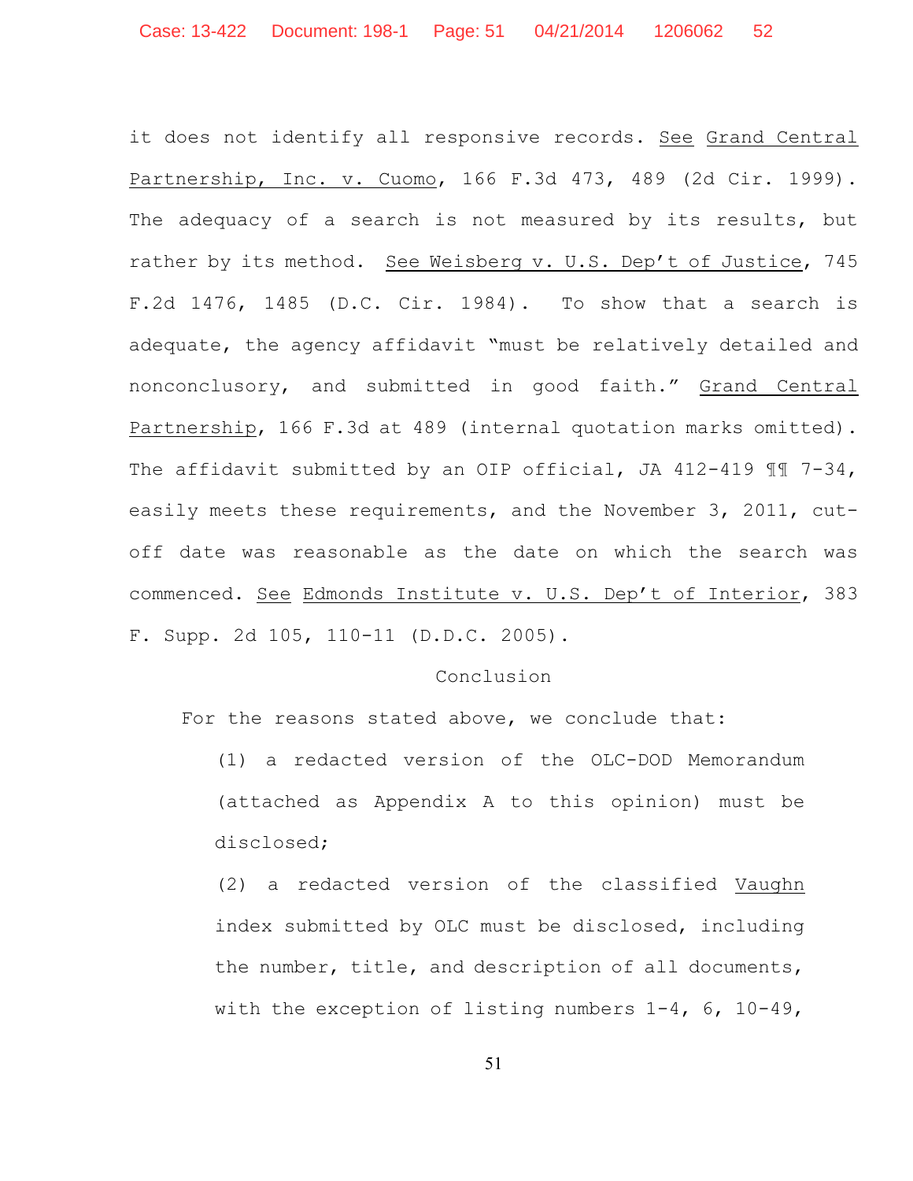it does not identify all responsive records. See Grand Central Partnership, Inc. v. Cuomo, 166 F.3d 473, 489 (2d Cir. 1999). The adequacy of a search is not measured by its results, but rather by its method. See Weisberg v. U.S. Dep't of Justice, 745 F.2d 1476, 1485 (D.C. Cir. 1984). To show that a search is adequate, the agency affidavit "must be relatively detailed and nonconclusory, and submitted in good faith." Grand Central Partnership, 166 F.3d at 489 (internal quotation marks omitted). The affidavit submitted by an OIP official, JA 412-419 ¶¶ 7-34, easily meets these requirements, and the November 3, 2011, cut-off date was reasonable as the date on which the search was commenced. See Edmonds Institute v. U.S. Dep't of Interior, 383 F. Supp. 2d 105, 110-11 (D.D.C. 2005).

## Conclusion

For the reasons stated above, we conclude that:

(1) a redacted version of the OLC-DOD Memorandum (attached as Appendix A to this opinion) must be disclosed;

(2) a redacted version of the classified *Vaughn* index submitted by OLC must be disclosed, including the number, title, and description of all documents, with the exception of listing numbers 1-4, 6, 10-49,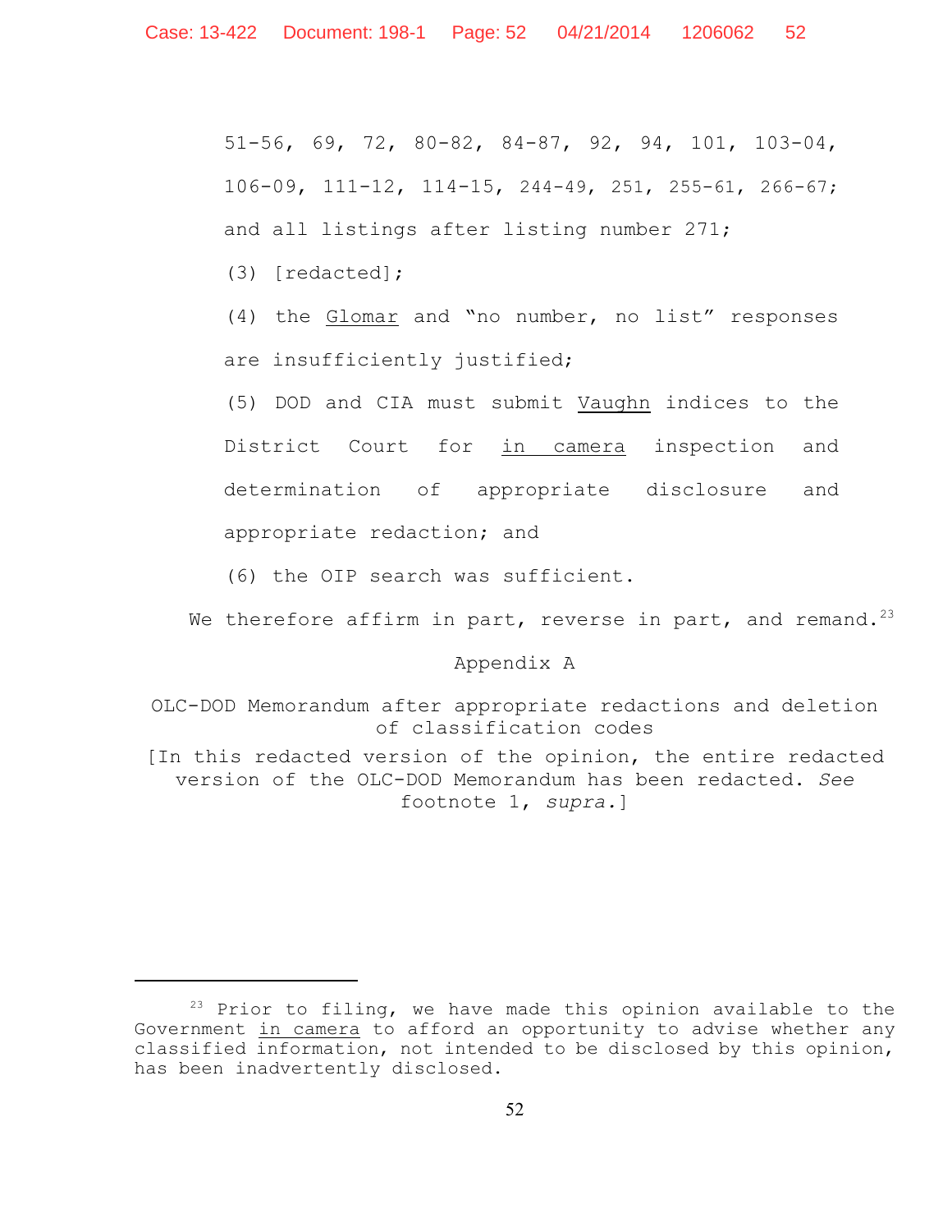51-56, 69, 72, 80-82, 84-87, 92, 94, 101, 103-04, 106-09, 111-12, 114-15, 244-49, 251, 255-61, 266-67; and all listings after listing number 271;

(3) [redacted];

(4) the Glomar and "no number, no list" responses are insufficiently justified;

(5) DOD and CIA must submit Vaughn indices to the District Court for in camera inspection and determination of appropriate disclosure and appropriate redaction; and

(6) the OIP search was sufficient.

We therefore affirm in part, reverse in part, and remand.[23]

Appendix A

OLC-DOD Memorandum after appropriate redactions and deletion of classification codes

[In this redacted version of the opinion, the entire redacted version of the OLC-DOD Memorandum has been redacted. *See* footnote 1, *supra.*]

---

[23] Prior to filing, we have made this opinion available to the Government in camera to afford an opportunity to advise whether any classified information, not intended to be disclosed by this opinion, has been inadvertently disclosed.